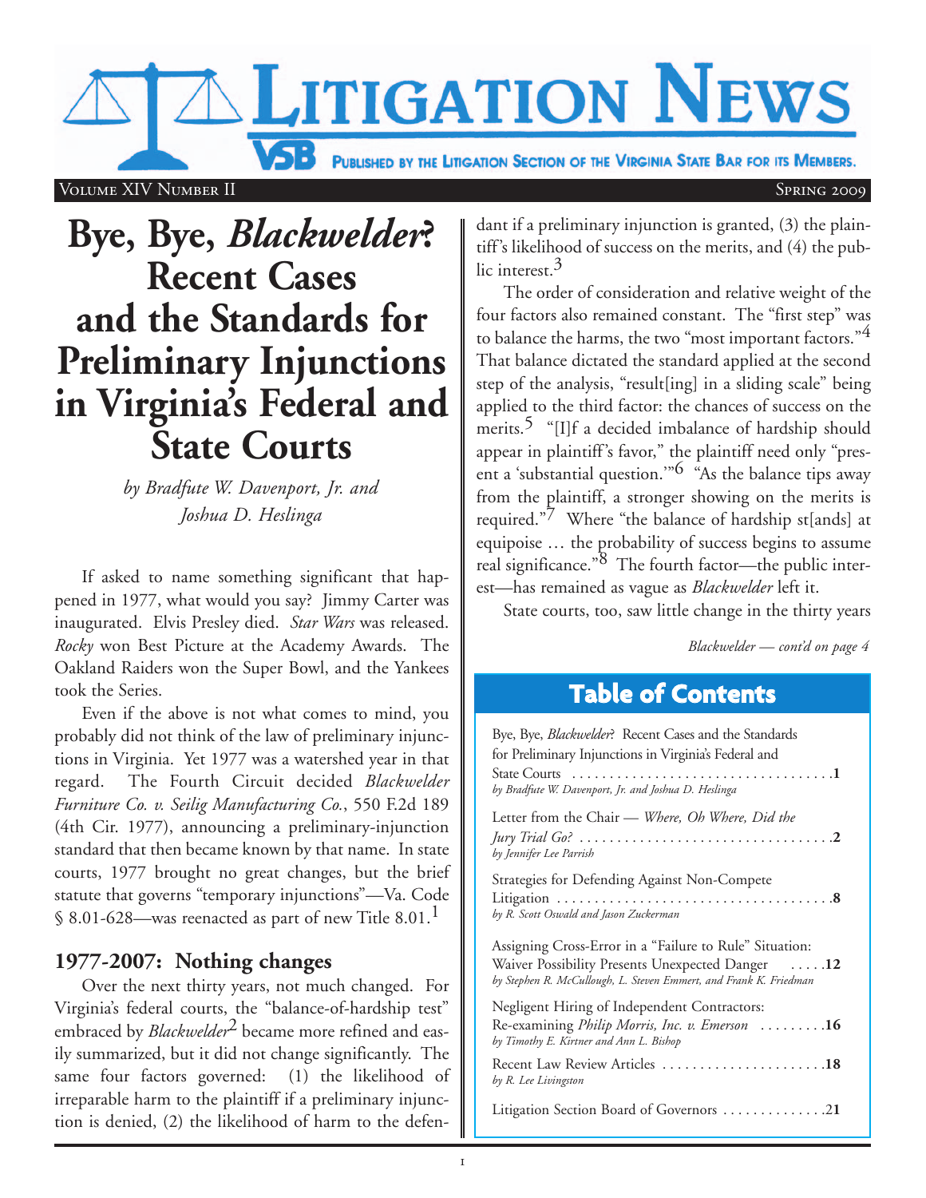# Litigation News

Published by the Litigation Section of the Virginia State Bar for its Members.

Volume XIV Number II — Spring 2009

# Bye, Bye, *Blackwelder*? Recent Cases and the Standards for Preliminary Injunctions in Virginia's Federal and State Courts

*by Bradfute W. Davenport, Jr. and Joshua D. Heslinga*

If asked to name something significant that happened in 1977, what would you say? Jimmy Carter was inaugurated. Elvis Presley died. *Star Wars* was released. *Rocky* won Best Picture at the Academy Awards. The Oakland Raiders won the Super Bowl, and the Yankees took the Series.

Even if the above is not what comes to mind, you probably did not think of the law of preliminary injunctions in Virginia. Yet 1977 was a watershed year in that regard. The Fourth Circuit decided *Blackwelder Furniture Co. v. Seilig Manufacturing Co.*, 550 F.2d 189 (4th Cir. 1977), announcing a preliminary-injunction standard that then became known by that name. In state courts, 1977 brought no great changes, but the brief statute that governs "temporary injunctions"—Va. Code § 8.01-628—was reenacted as part of new Title 8.01.[1]

## 1977-2007: Nothing changes

Over the next thirty years, not much changed. For Virginia's federal courts, the "balance-of-hardship test" embraced by *Blackwelder*[2] became more refined and easily summarized, but it did not change significantly. The same four factors governed: (1) the likelihood of irreparable harm to the plaintiff if a preliminary injunction is denied, (2) the likelihood of harm to the defendant if a preliminary injunction is granted, (3) the plaintiff's likelihood of success on the merits, and (4) the public interest.[3]

The order of consideration and relative weight of the four factors also remained constant. The "first step" was to balance the harms, the two "most important factors."[4] That balance dictated the standard applied at the second step of the analysis, "result[ing] in a sliding scale" being applied to the third factor: the chances of success on the merits.[5] "[I]f a decided imbalance of hardship should appear in plaintiff's favor," the plaintiff need only "present a 'substantial question.'"[6] "As the balance tips away from the plaintiff, a stronger showing on the merits is required."[7] Where "the balance of hardship st[ands] at equipoise … the probability of success begins to assume real significance."[8] The fourth factor—the public interest—has remained as vague as *Blackwelder* left it.

State courts, too, saw little change in the thirty years

*Blackwelder — cont'd on page 4*

## Table of Contents

Bye, Bye, *Blackwelder*? Recent Cases and the Standards for Preliminary Injunctions in Virginia's Federal and State Courts . . . . . . . . . . **1**
*by Bradfute W. Davenport, Jr. and Joshua D. Heslinga*

Letter from the Chair — *Where, Oh Where, Did the Jury Trial Go?* . . . . . . . . . . **2**
*by Jennifer Lee Parrish*

Strategies for Defending Against Non-Compete Litigation . . . . . . . . . . **8**
*by R. Scott Oswald and Jason Zuckerman*

Assigning Cross-Error in a "Failure to Rule" Situation: Waiver Possibility Presents Unexpected Danger . . . . . **12**
*by Stephen R. McCullough, L. Steven Emmert, and Frank K. Friedman*

Negligent Hiring of Independent Contractors: Re-examining *Philip Morris, Inc. v. Emerson* . . . . . . . . . **16**
*by Timothy E. Kirtner and Ann L. Bishop*

Recent Law Review Articles . . . . . . . . . . **18**
*by R. Lee Livingston*

Litigation Section Board of Governors . . . . . . . . . . **21**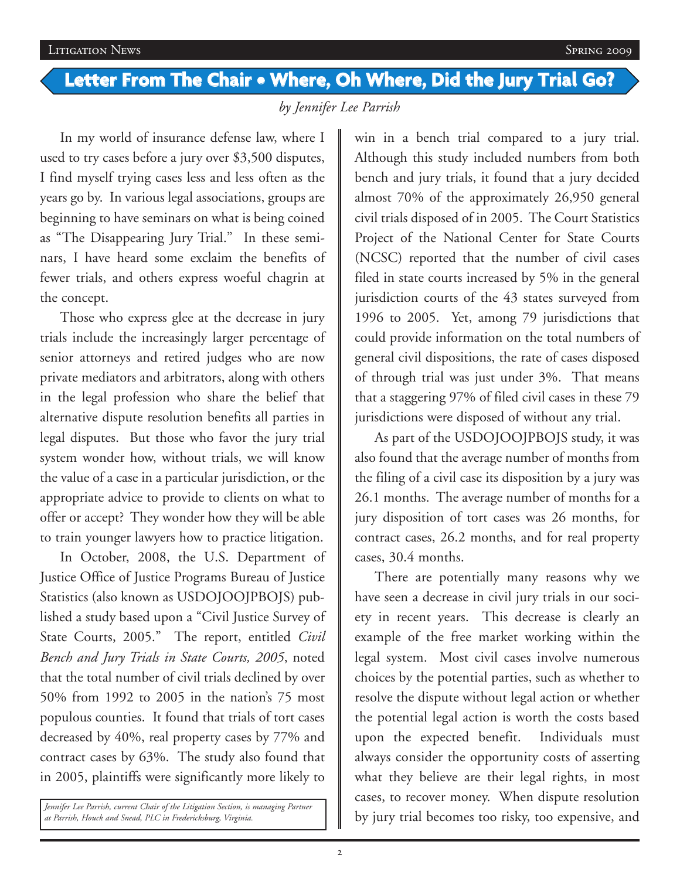## Letter From The Chair • Where, Oh Where, Did the Jury Trial Go?

*by Jennifer Lee Parrish*

In my world of insurance defense law, where I used to try cases before a jury over $3,500 disputes, I find myself trying cases less and less often as the years go by. In various legal associations, groups are beginning to have seminars on what is being coined as "The Disappearing Jury Trial." In these seminars, I have heard some exclaim the benefits of fewer trials, and others express woeful chagrin at the concept.

Those who express glee at the decrease in jury trials include the increasingly larger percentage of senior attorneys and retired judges who are now private mediators and arbitrators, along with others in the legal profession who share the belief that alternative dispute resolution benefits all parties in legal disputes. But those who favor the jury trial system wonder how, without trials, we will know the value of a case in a particular jurisdiction, or the appropriate advice to provide to clients on what to offer or accept? They wonder how they will be able to train younger lawyers how to practice litigation.

In October, 2008, the U.S. Department of Justice Office of Justice Programs Bureau of Justice Statistics (also known as USDOJOOJPBOJS) published a study based upon a "Civil Justice Survey of State Courts, 2005." The report, entitled *Civil Bench and Jury Trials in State Courts, 2005*, noted that the total number of civil trials declined by over 50% from 1992 to 2005 in the nation's 75 most populous counties. It found that trials of tort cases decreased by 40%, real property cases by 77% and contract cases by 63%. The study also found that in 2005, plaintiffs were significantly more likely to win in a bench trial compared to a jury trial. Although this study included numbers from both bench and jury trials, it found that a jury decided almost 70% of the approximately 26,950 general civil trials disposed of in 2005. The Court Statistics Project of the National Center for State Courts (NCSC) reported that the number of civil cases filed in state courts increased by 5% in the general jurisdiction courts of the 43 states surveyed from 1996 to 2005. Yet, among 79 jurisdictions that could provide information on the total numbers of general civil dispositions, the rate of cases disposed of through trial was just under 3%. That means that a staggering 97% of filed civil cases in these 79 jurisdictions were disposed of without any trial.

As part of the USDOJOOJPBOJS study, it was also found that the average number of months from the filing of a civil case its disposition by a jury was 26.1 months. The average number of months for a jury disposition of tort cases was 26 months, for contract cases, 26.2 months, and for real property cases, 30.4 months.

There are potentially many reasons why we have seen a decrease in civil jury trials in our society in recent years. This decrease is clearly an example of the free market working within the legal system. Most civil cases involve numerous choices by the potential parties, such as whether to resolve the dispute without legal action or whether the potential legal action is worth the costs based upon the expected benefit. Individuals must always consider the opportunity costs of asserting what they believe are their legal rights, in most cases, to recover money. When dispute resolution by jury trial becomes too risky, too expensive, and

*Jennifer Lee Parrish, current Chair of the Litigation Section, is managing Partner at Parrish, Houck and Snead, PLC in Fredericksburg, Virginia.*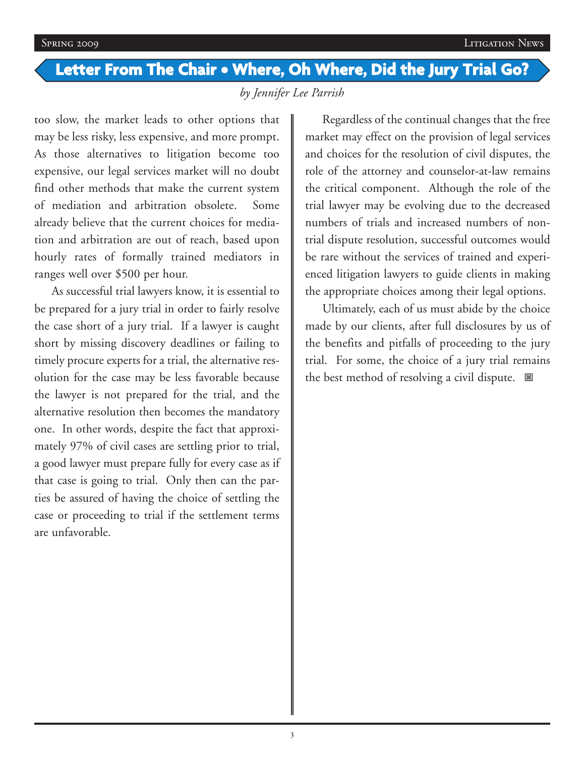## Letter From The Chair • Where, Oh Where, Did the Jury Trial Go?

*by Jennifer Lee Parrish*

too slow, the market leads to other options that may be less risky, less expensive, and more prompt. As those alternatives to litigation become too expensive, our legal services market will no doubt find other methods that make the current system of mediation and arbitration obsolete. Some already believe that the current choices for mediation and arbitration are out of reach, based upon hourly rates of formally trained mediators in ranges well over $500 per hour.

As successful trial lawyers know, it is essential to be prepared for a jury trial in order to fairly resolve the case short of a jury trial. If a lawyer is caught short by missing discovery deadlines or failing to timely procure experts for a trial, the alternative resolution for the case may be less favorable because the lawyer is not prepared for the trial, and the alternative resolution then becomes the mandatory one. In other words, despite the fact that approximately 97% of civil cases are settling prior to trial, a good lawyer must prepare fully for every case as if that case is going to trial. Only then can the parties be assured of having the choice of settling the case or proceeding to trial if the settlement terms are unfavorable.

Regardless of the continual changes that the free market may effect on the provision of legal services and choices for the resolution of civil disputes, the role of the attorney and counselor-at-law remains the critical component. Although the role of the trial lawyer may be evolving due to the decreased numbers of trials and increased numbers of non-trial dispute resolution, successful outcomes would be rare without the services of trained and experienced litigation lawyers to guide clients in making the appropriate choices among their legal options.

Ultimately, each of us must abide by the choice made by our clients, after full disclosures by us of the benefits and pitfalls of proceeding to the jury trial. For some, the choice of a jury trial remains the best method of resolving a civil dispute.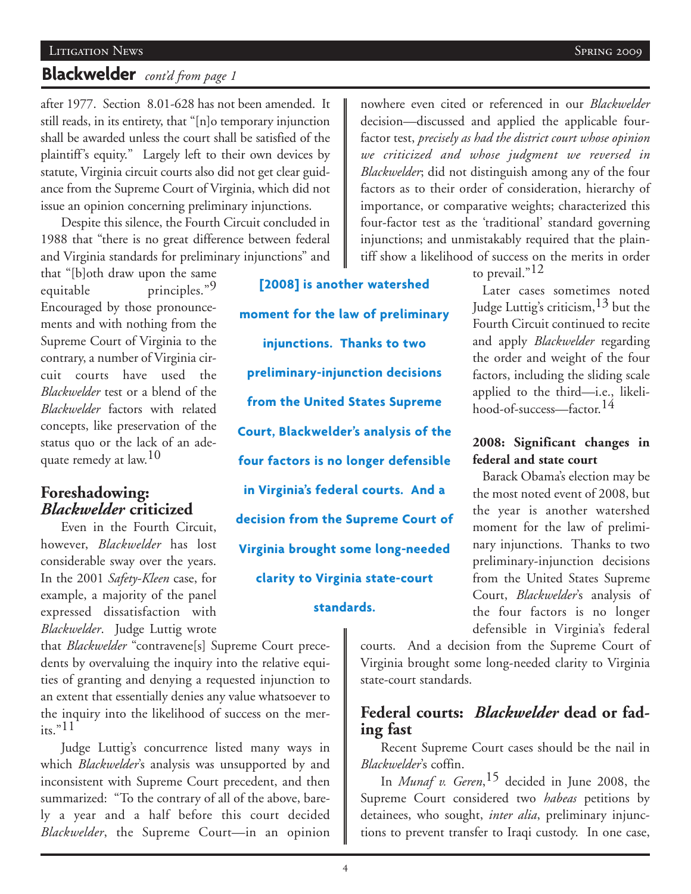## Blackwelder *cont'd from page 1*

after 1977. Section 8.01-628 has not been amended. It still reads, in its entirety, that "[n]o temporary injunction shall be awarded unless the court shall be satisfied of the plaintiff's equity." Largely left to their own devices by statute, Virginia circuit courts also did not get clear guidance from the Supreme Court of Virginia, which did not issue an opinion concerning preliminary injunctions.

Despite this silence, the Fourth Circuit concluded in 1988 that "there is no great difference between federal and Virginia standards for preliminary injunctions" and that "[b]oth draw upon the same equitable principles."[9] Encouraged by those pronouncements and with nothing from the Supreme Court of Virginia to the contrary, a number of Virginia circuit courts have used the *Blackwelder* test or a blend of the *Blackwelder* factors with related concepts, like preservation of the status quo or the lack of an adequate remedy at law.[10]

## Foreshadowing: *Blackwelder* criticized

Even in the Fourth Circuit, however, *Blackwelder* has lost considerable sway over the years. In the 2001 *Safety-Kleen* case, for example, a majority of the panel expressed dissatisfaction with *Blackwelder*. Judge Luttig wrote that *Blackwelder* "contravene[s] Supreme Court precedents by overvaluing the inquiry into the relative equities of granting and denying a requested injunction to an extent that essentially denies any value whatsoever to the inquiry into the likelihood of success on the merits."[11]

Judge Luttig's concurrence listed many ways in which *Blackwelder*'s analysis was unsupported by and inconsistent with Supreme Court precedent, and then summarized: "To the contrary of all of the above, barely a year and a half before this court decided *Blackwelder*, the Supreme Court—in an opinion nowhere even cited or referenced in our *Blackwelder* decision—discussed and applied the applicable four-factor test, *precisely as had the district court whose opinion we criticized and whose judgment we reversed in Blackwelder*; did not distinguish among any of the four factors as to their order of consideration, hierarchy of importance, or comparative weights; characterized this four-factor test as the 'traditional' standard governing injunctions; and unmistakably required that the plaintiff show a likelihood of success on the merits in order to prevail."[12]

Later cases sometimes noted Judge Luttig's criticism,[13] but the Fourth Circuit continued to recite and apply *Blackwelder* regarding the order and weight of the four factors, including the sliding scale applied to the third—i.e., likelihood-of-success—factor.[14]

**[2008] is another watershed moment for the law of preliminary injunctions. Thanks to two preliminary-injunction decisions from the United States Supreme Court, Blackwelder's analysis of the four factors is no longer defensible in Virginia's federal courts. And a decision from the Supreme Court of Virginia brought some long-needed clarity to Virginia state-court standards.**

### 2008: Significant changes in federal and state court

Barack Obama's election may be the most noted event of 2008, but the year is another watershed moment for the law of preliminary injunctions. Thanks to two preliminary-injunction decisions from the United States Supreme Court, *Blackwelder*'s analysis of the four factors is no longer defensible in Virginia's federal courts. And a decision from the Supreme Court of Virginia brought some long-needed clarity to Virginia state-court standards.

## Federal courts: *Blackwelder* dead or fading fast

Recent Supreme Court cases should be the nail in *Blackwelder*'s coffin.

In *Munaf v. Geren*,[15] decided in June 2008, the Supreme Court considered two *habeas* petitions by detainees, who sought, *inter alia*, preliminary injunctions to prevent transfer to Iraqi custody. In one case,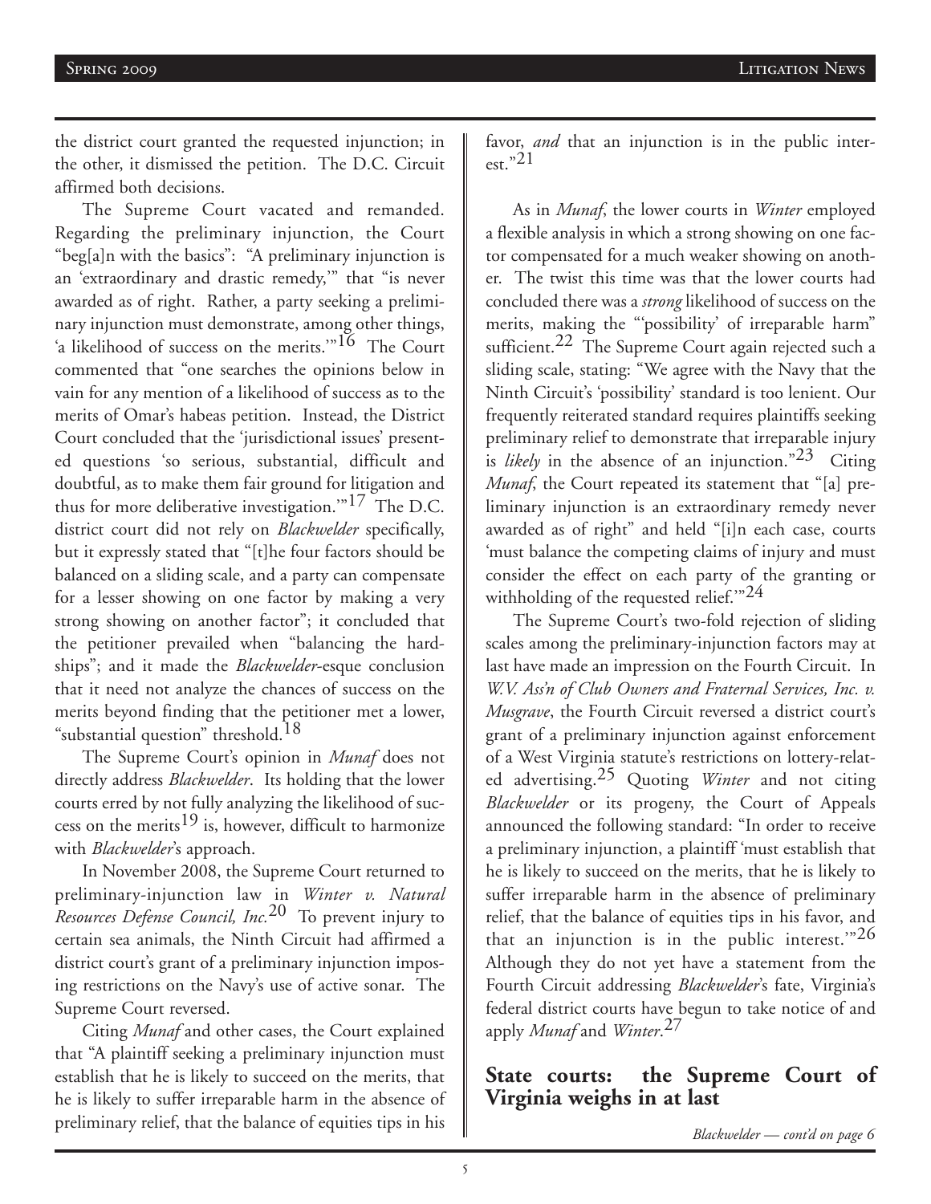the district court granted the requested injunction; in the other, it dismissed the petition. The D.C. Circuit affirmed both decisions.

The Supreme Court vacated and remanded. Regarding the preliminary injunction, the Court "beg[a]n with the basics": "A preliminary injunction is an 'extraordinary and drastic remedy,'" that "is never awarded as of right. Rather, a party seeking a preliminary injunction must demonstrate, among other things, 'a likelihood of success on the merits.'"[16] The Court commented that "one searches the opinions below in vain for any mention of a likelihood of success as to the merits of Omar's habeas petition. Instead, the District Court concluded that the 'jurisdictional issues' presented questions 'so serious, substantial, difficult and doubtful, as to make them fair ground for litigation and thus for more deliberative investigation.'"[17] The D.C. district court did not rely on *Blackwelder* specifically, but it expressly stated that "[t]he four factors should be balanced on a sliding scale, and a party can compensate for a lesser showing on one factor by making a very strong showing on another factor"; it concluded that the petitioner prevailed when "balancing the hardships"; and it made the *Blackwelder*-esque conclusion that it need not analyze the chances of success on the merits beyond finding that the petitioner met a lower, "substantial question" threshold.[18]

The Supreme Court's opinion in *Munaf* does not directly address *Blackwelder*. Its holding that the lower courts erred by not fully analyzing the likelihood of success on the merits[19] is, however, difficult to harmonize with *Blackwelder*'s approach.

In November 2008, the Supreme Court returned to preliminary-injunction law in *Winter v. Natural Resources Defense Council, Inc.*[20] To prevent injury to certain sea animals, the Ninth Circuit had affirmed a district court's grant of a preliminary injunction imposing restrictions on the Navy's use of active sonar. The Supreme Court reversed.

Citing *Munaf* and other cases, the Court explained that "A plaintiff seeking a preliminary injunction must establish that he is likely to succeed on the merits, that he is likely to suffer irreparable harm in the absence of preliminary relief, that the balance of equities tips in his favor, *and* that an injunction is in the public interest."[21]

As in *Munaf*, the lower courts in *Winter* employed a flexible analysis in which a strong showing on one factor compensated for a much weaker showing on another. The twist this time was that the lower courts had concluded there was a *strong* likelihood of success on the merits, making the "'possibility' of irreparable harm" sufficient.[22] The Supreme Court again rejected such a sliding scale, stating: "We agree with the Navy that the Ninth Circuit's 'possibility' standard is too lenient. Our frequently reiterated standard requires plaintiffs seeking preliminary relief to demonstrate that irreparable injury is *likely* in the absence of an injunction."[23] Citing *Munaf*, the Court repeated its statement that "[a] preliminary injunction is an extraordinary remedy never awarded as of right" and held "[i]n each case, courts 'must balance the competing claims of injury and must consider the effect on each party of the granting or withholding of the requested relief.'"[24]

The Supreme Court's two-fold rejection of sliding scales among the preliminary-injunction factors may at last have made an impression on the Fourth Circuit. In *W.V. Ass'n of Club Owners and Fraternal Services, Inc. v. Musgrave*, the Fourth Circuit reversed a district court's grant of a preliminary injunction against enforcement of a West Virginia statute's restrictions on lottery-related advertising.[25] Quoting *Winter* and not citing *Blackwelder* or its progeny, the Court of Appeals announced the following standard: "In order to receive a preliminary injunction, a plaintiff 'must establish that he is likely to succeed on the merits, that he is likely to suffer irreparable harm in the absence of preliminary relief, that the balance of equities tips in his favor, and that an injunction is in the public interest.'"[26] Although they do not yet have a statement from the Fourth Circuit addressing *Blackwelder*'s fate, Virginia's federal district courts have begun to take notice of and apply *Munaf* and *Winter*.[27]

## State courts: the Supreme Court of Virginia weighs in at last

*Blackwelder — cont'd on page 6*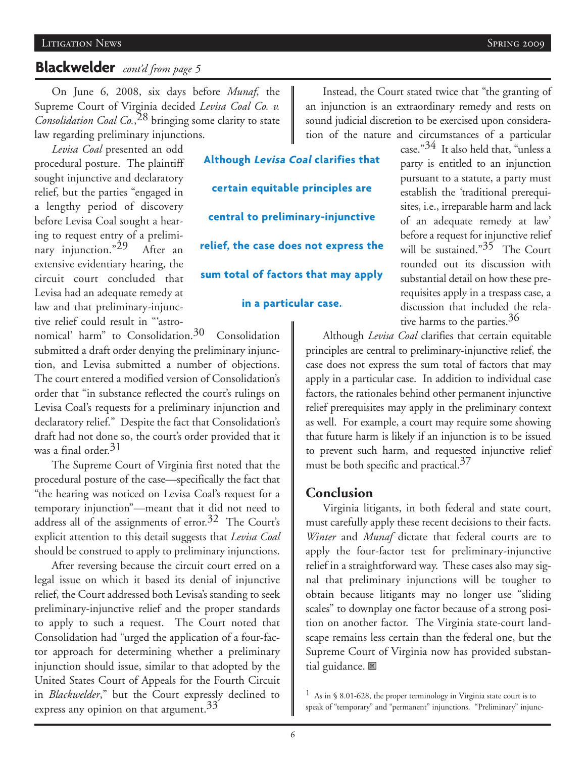## Blackwelder *cont'd from page 5*

On June 6, 2008, six days before *Munaf*, the Supreme Court of Virginia decided *Levisa Coal Co. v. Consolidation Coal Co.*,[28] bringing some clarity to state law regarding preliminary injunctions.

*Levisa Coal* presented an odd procedural posture. The plaintiff sought injunctive and declaratory relief, but the parties "engaged in a lengthy period of discovery before Levisa Coal sought a hearing to request entry of a preliminary injunction."[29] After an extensive evidentiary hearing, the circuit court concluded that Levisa had an adequate remedy at law and that preliminary-injunctive relief could result in "'astronomical' harm" to Consolidation.[30] Consolidation submitted a draft order denying the preliminary injunction, and Levisa submitted a number of objections. The court entered a modified version of Consolidation's order that "in substance reflected the court's rulings on Levisa Coal's requests for a preliminary injunction and declaratory relief." Despite the fact that Consolidation's draft had not done so, the court's order provided that it was a final order.[31]

The Supreme Court of Virginia first noted that the procedural posture of the case—specifically the fact that "the hearing was noticed on Levisa Coal's request for a temporary injunction"—meant that it did not need to address all of the assignments of error.[32] The Court's explicit attention to this detail suggests that *Levisa Coal* should be construed to apply to preliminary injunctions.

After reversing because the circuit court erred on a legal issue on which it based its denial of injunctive relief, the Court addressed both Levisa's standing to seek preliminary-injunctive relief and the proper standards to apply to such a request. The Court noted that Consolidation had "urged the application of a four-factor approach for determining whether a preliminary injunction should issue, similar to that adopted by the United States Court of Appeals for the Fourth Circuit in *Blackwelder*," but the Court expressly declined to express any opinion on that argument.[33]

Instead, the Court stated twice that "the granting of an injunction is an extraordinary remedy and rests on sound judicial discretion to be exercised upon consideration of the nature and circumstances of a particular case."[34] It also held that, "unless a party is entitled to an injunction pursuant to a statute, a party must establish the 'traditional prerequisites, i.e., irreparable harm and lack of an adequate remedy at law' before a request for injunctive relief will be sustained."[35] The Court rounded out its discussion with substantial detail on how these prerequisites apply in a trespass case, a discussion that included the relative harms to the parties.[36]

**Although *Levisa Coal* clarifies that certain equitable principles are central to preliminary-injunctive relief, the case does not express the sum total of factors that may apply in a particular case.**

Although *Levisa Coal* clarifies that certain equitable principles are central to preliminary-injunctive relief, the case does not express the sum total of factors that may apply in a particular case. In addition to individual case factors, the rationales behind other permanent injunctive relief prerequisites may apply in the preliminary context as well. For example, a court may require some showing that future harm is likely if an injunction is to be issued to prevent such harm, and requested injunctive relief must be both specific and practical.[37]

## Conclusion

Virginia litigants, in both federal and state court, must carefully apply these recent decisions to their facts. *Winter* and *Munaf* dictate that federal courts are to apply the four-factor test for preliminary-injunctive relief in a straightforward way. These cases also may signal that preliminary injunctions will be tougher to obtain because litigants may no longer use "sliding scales" to downplay one factor because of a strong position on another factor. The Virginia state-court landscape remains less certain than the federal one, but the Supreme Court of Virginia now has provided substantial guidance.

[1] As in § 8.01-628, the proper terminology in Virginia state court is to speak of "temporary" and "permanent" injunctions. "Preliminary" injunc-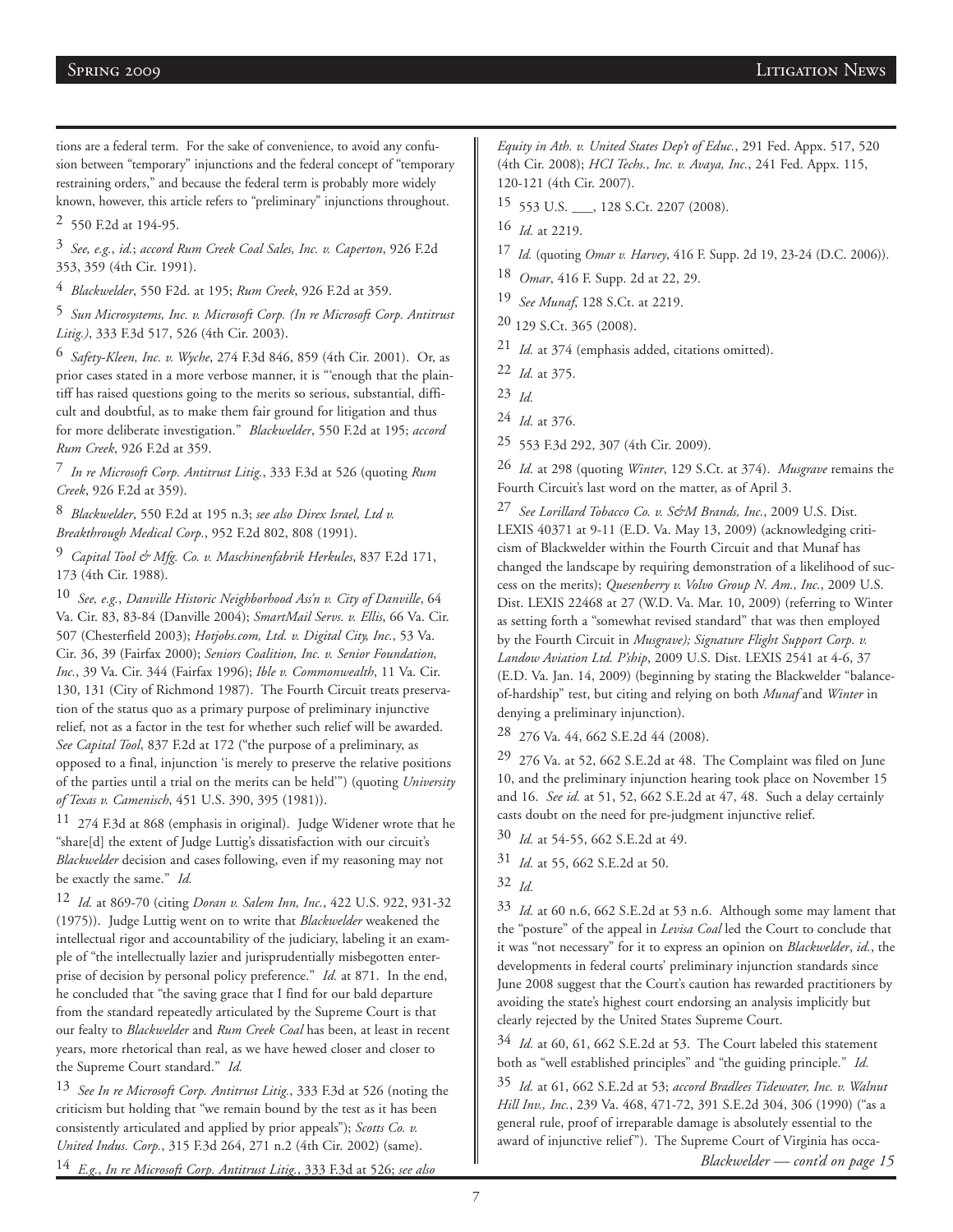tions are a federal term. For the sake of convenience, to avoid any confusion between "temporary" injunctions and the federal concept of "temporary restraining orders," and because the federal term is probably more widely known, however, this article refers to "preliminary" injunctions throughout.

[2] 550 F.2d at 194-95.

[3] *See, e.g.*, *id.*; *accord Rum Creek Coal Sales, Inc. v. Caperton*, 926 F.2d 353, 359 (4th Cir. 1991).

[4] *Blackwelder*, 550 F2d. at 195; *Rum Creek*, 926 F.2d at 359.

[5] *Sun Microsystems, Inc. v. Microsoft Corp. (In re Microsoft Corp. Antitrust Litig.)*, 333 F.3d 517, 526 (4th Cir. 2003).

[6] *Safety-Kleen, Inc. v. Wyche*, 274 F.3d 846, 859 (4th Cir. 2001). Or, as prior cases stated in a more verbose manner, it is "'enough that the plaintiff has raised questions going to the merits so serious, substantial, difficult and doubtful, as to make them fair ground for litigation and thus for more deliberate investigation." *Blackwelder*, 550 F.2d at 195; *accord Rum Creek*, 926 F.2d at 359.

[7] *In re Microsoft Corp. Antitrust Litig.*, 333 F.3d at 526 (quoting *Rum Creek*, 926 F.2d at 359).

[8] *Blackwelder*, 550 F.2d at 195 n.3; *see also Direx Israel, Ltd v. Breakthrough Medical Corp.*, 952 F.2d 802, 808 (1991).

[9] *Capital Tool & Mfg. Co. v. Maschinenfabrik Herkules*, 837 F.2d 171, 173 (4th Cir. 1988).

[10] *See, e.g.*, *Danville Historic Neighborhood Ass'n v. City of Danville*, 64 Va. Cir. 83, 83-84 (Danville 2004); *SmartMail Servs. v. Ellis*, 66 Va. Cir. 507 (Chesterfield 2003); *Hotjobs.com, Ltd. v. Digital City, Inc.*, 53 Va. Cir. 36, 39 (Fairfax 2000); *Seniors Coalition, Inc. v. Senior Foundation, Inc.*, 39 Va. Cir. 344 (Fairfax 1996); *Ible v. Commonwealth*, 11 Va. Cir. 130, 131 (City of Richmond 1987). The Fourth Circuit treats preservation of the status quo as a primary purpose of preliminary injunctive relief, not as a factor in the test for whether such relief will be awarded. *See Capital Tool*, 837 F.2d at 172 ("the purpose of a preliminary, as opposed to a final, injunction 'is merely to preserve the relative positions of the parties until a trial on the merits can be held'") (quoting *University of Texas v. Camenisch*, 451 U.S. 390, 395 (1981)).

[11] 274 F.3d at 868 (emphasis in original). Judge Widener wrote that he "share[d] the extent of Judge Luttig's dissatisfaction with our circuit's *Blackwelder* decision and cases following, even if my reasoning may not be exactly the same." *Id.*

[12] *Id.* at 869-70 (citing *Doran v. Salem Inn, Inc.*, 422 U.S. 922, 931-32 (1975)). Judge Luttig went on to write that *Blackwelder* weakened the intellectual rigor and accountability of the judiciary, labeling it an example of "the intellectually lazier and jurisprudentially misbegotten enterprise of decision by personal policy preference." *Id.* at 871. In the end, he concluded that "the saving grace that I find for our bald departure from the standard repeatedly articulated by the Supreme Court is that our fealty to *Blackwelder* and *Rum Creek Coal* has been, at least in recent years, more rhetorical than real, as we have hewed closer and closer to the Supreme Court standard." *Id.*

[13] *See In re Microsoft Corp. Antitrust Litig.*, 333 F.3d at 526 (noting the criticism but holding that "we remain bound by the test as it has been consistently articulated and applied by prior appeals"); *Scotts Co. v. United Indus. Corp.*, 315 F.3d 264, 271 n.2 (4th Cir. 2002) (same).

[14] *E.g.*, *In re Microsoft Corp. Antitrust Litig.*, 333 F.3d at 526; *see also Equity in Ath. v. United States Dep't of Educ.*, 291 Fed. Appx. 517, 520 (4th Cir. 2008); *HCI Techs., Inc. v. Avaya, Inc.*, 241 Fed. Appx. 115, 120-121 (4th Cir. 2007).

[15] 553 U.S. ___, 128 S.Ct. 2207 (2008).

[16] *Id.* at 2219.

[17] *Id.* (quoting *Omar v. Harvey*, 416 F. Supp. 2d 19, 23-24 (D.C. 2006)).

[18] *Omar*, 416 F. Supp. 2d at 22, 29.

[19] *See Munaf*, 128 S.Ct. at 2219.

[20] 129 S.Ct. 365 (2008).

[21] *Id.* at 374 (emphasis added, citations omitted).

[22] *Id.* at 375.

[23] *Id.*

[24] *Id.* at 376.

[25] 553 F.3d 292, 307 (4th Cir. 2009).

[26] *Id.* at 298 (quoting *Winter*, 129 S.Ct. at 374). *Musgrave* remains the Fourth Circuit's last word on the matter, as of April 3.

[27] *See Lorillard Tobacco Co. v. S&M Brands, Inc.*, 2009 U.S. Dist. LEXIS 40371 at 9-11 (E.D. Va. May 13, 2009) (acknowledging criticism of Blackwelder within the Fourth Circuit and that Munaf has changed the landscape by requiring demonstration of a likelihood of success on the merits); *Quesenberry v. Volvo Group N. Am., Inc.*, 2009 U.S. Dist. LEXIS 22468 at 27 (W.D. Va. Mar. 10, 2009) (referring to Winter as setting forth a "somewhat revised standard" that was then employed by the Fourth Circuit in *Musgrave); Signature Flight Support Corp. v. Landow Aviation Ltd. P'ship*, 2009 U.S. Dist. LEXIS 2541 at 4-6, 37 (E.D. Va. Jan. 14, 2009) (beginning by stating the Blackwelder "balance-of-hardship" test, but citing and relying on both *Munaf* and *Winter* in denying a preliminary injunction).

[28] 276 Va. 44, 662 S.E.2d 44 (2008).

[29] 276 Va. at 52, 662 S.E.2d at 48. The Complaint was filed on June 10, and the preliminary injunction hearing took place on November 15 and 16. *See id.* at 51, 52, 662 S.E.2d at 47, 48. Such a delay certainly casts doubt on the need for pre-judgment injunctive relief.

[30] *Id.* at 54-55, 662 S.E.2d at 49.

[31] *Id.* at 55, 662 S.E.2d at 50.

[32] *Id.*

[33] *Id.* at 60 n.6, 662 S.E.2d at 53 n.6. Although some may lament that the "posture" of the appeal in *Levisa Coal* led the Court to conclude that it was "not necessary" for it to express an opinion on *Blackwelder*, *id.*, the developments in federal courts' preliminary injunction standards since June 2008 suggest that the Court's caution has rewarded practitioners by avoiding the state's highest court endorsing an analysis implicitly but clearly rejected by the United States Supreme Court.

[34] *Id.* at 60, 61, 662 S.E.2d at 53. The Court labeled this statement both as "well established principles" and "the guiding principle." *Id.*

[35] *Id.* at 61, 662 S.E.2d at 53; *accord Bradlees Tidewater, Inc. v. Walnut Hill Inv., Inc.*, 239 Va. 468, 471-72, 391 S.E.2d 304, 306 (1990) ("as a general rule, proof of irreparable damage is absolutely essential to the award of injunctive relief"). The Supreme Court of Virginia has occa-

*Blackwelder — cont'd on page 15*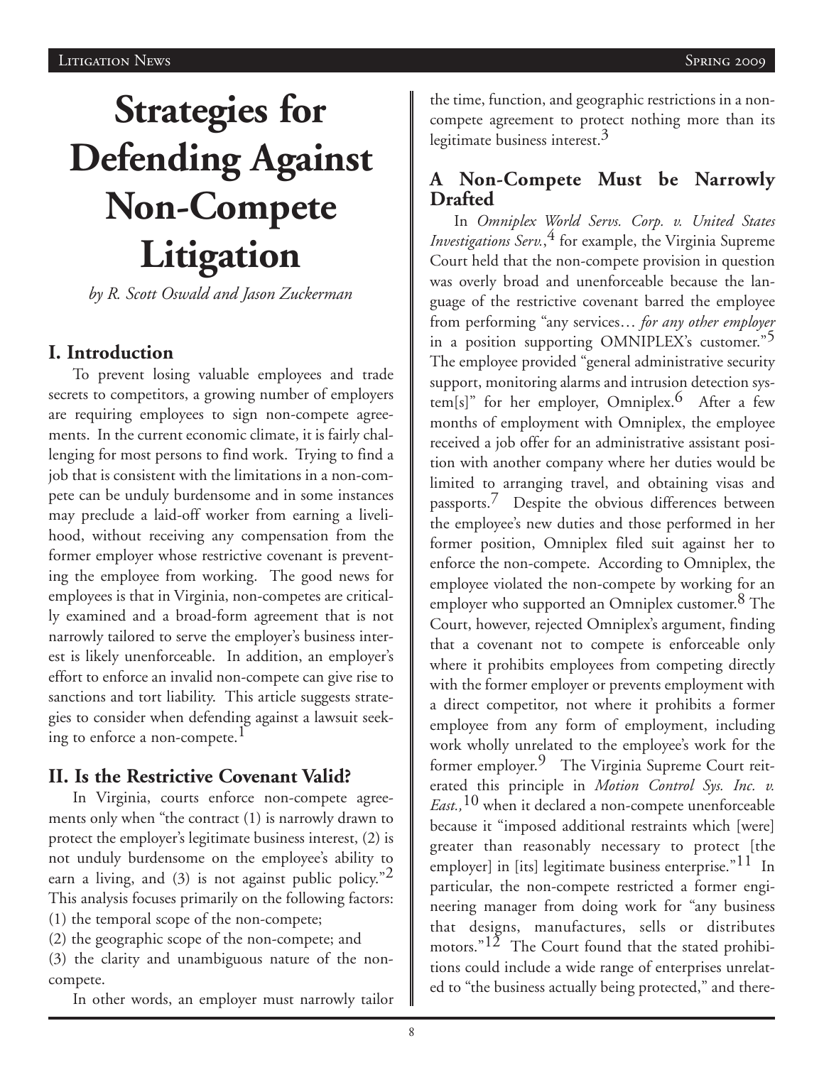# Strategies for Defending Against Non-Compete Litigation

*by R. Scott Oswald and Jason Zuckerman*

## I. Introduction

To prevent losing valuable employees and trade secrets to competitors, a growing number of employers are requiring employees to sign non-compete agreements. In the current economic climate, it is fairly challenging for most persons to find work. Trying to find a job that is consistent with the limitations in a non-compete can be unduly burdensome and in some instances may preclude a laid-off worker from earning a livelihood, without receiving any compensation from the former employer whose restrictive covenant is preventing the employee from working. The good news for employees is that in Virginia, non-competes are critically examined and a broad-form agreement that is not narrowly tailored to serve the employer's business interest is likely unenforceable. In addition, an employer's effort to enforce an invalid non-compete can give rise to sanctions and tort liability. This article suggests strategies to consider when defending against a lawsuit seeking to enforce a non-compete.[1]

## II. Is the Restrictive Covenant Valid?

In Virginia, courts enforce non-compete agreements only when "the contract (1) is narrowly drawn to protect the employer's legitimate business interest, (2) is not unduly burdensome on the employee's ability to earn a living, and (3) is not against public policy."[2] This analysis focuses primarily on the following factors:
(1) the temporal scope of the non-compete;
(2) the geographic scope of the non-compete; and
(3) the clarity and unambiguous nature of the non-compete.

In other words, an employer must narrowly tailor the time, function, and geographic restrictions in a non-compete agreement to protect nothing more than its legitimate business interest.[3]

### A Non-Compete Must be Narrowly Drafted

In *Omniplex World Servs. Corp. v. United States Investigations Serv.*,[4] for example, the Virginia Supreme Court held that the non-compete provision in question was overly broad and unenforceable because the language of the restrictive covenant barred the employee from performing "any services… *for any other employer* in a position supporting OMNIPLEX's customer."[5] The employee provided "general administrative security support, monitoring alarms and intrusion detection system[s]" for her employer, Omniplex.[6] After a few months of employment with Omniplex, the employee received a job offer for an administrative assistant position with another company where her duties would be limited to arranging travel, and obtaining visas and passports.[7] Despite the obvious differences between the employee's new duties and those performed in her former position, Omniplex filed suit against her to enforce the non-compete. According to Omniplex, the employee violated the non-compete by working for an employer who supported an Omniplex customer.[8] The Court, however, rejected Omniplex's argument, finding that a covenant not to compete is enforceable only where it prohibits employees from competing directly with the former employer or prevents employment with a direct competitor, not where it prohibits a former employee from any form of employment, including work wholly unrelated to the employee's work for the former employer.[9] The Virginia Supreme Court reiterated this principle in *Motion Control Sys. Inc. v. East.,*[10] when it declared a non-compete unenforceable because it "imposed additional restraints which [were] greater than reasonably necessary to protect [the employer] in [its] legitimate business enterprise."[11] In particular, the non-compete restricted a former engineering manager from doing work for "any business that designs, manufactures, sells or distributes motors."[12] The Court found that the stated prohibitions could include a wide range of enterprises unrelated to "the business actually being protected," and there-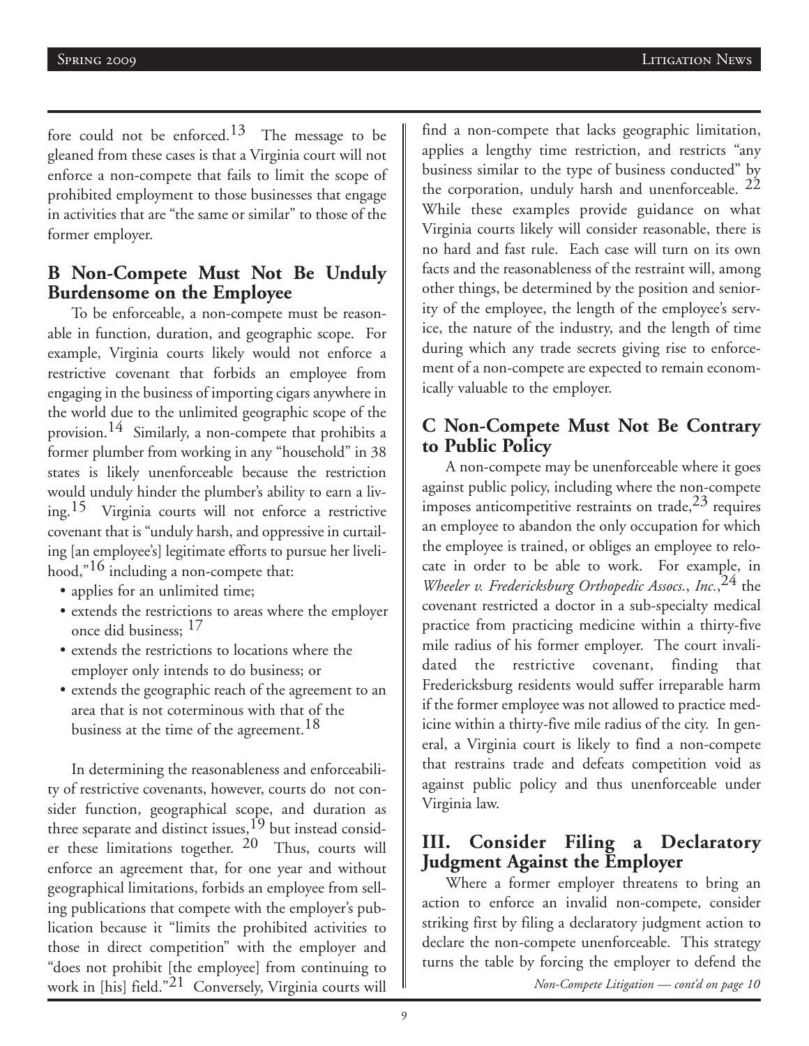fore could not be enforced.[13] The message to be gleaned from these cases is that a Virginia court will not enforce a non-compete that fails to limit the scope of prohibited employment to those businesses that engage in activities that are "the same or similar" to those of the former employer.

## B Non-Compete Must Not Be Unduly Burdensome on the Employee

To be enforceable, a non-compete must be reasonable in function, duration, and geographic scope. For example, Virginia courts likely would not enforce a restrictive covenant that forbids an employee from engaging in the business of importing cigars anywhere in the world due to the unlimited geographic scope of the provision.[14] Similarly, a non-compete that prohibits a former plumber from working in any "household" in 38 states is likely unenforceable because the restriction would unduly hinder the plumber's ability to earn a living.[15] Virginia courts will not enforce a restrictive covenant that is "unduly harsh, and oppressive in curtailing [an employee's] legitimate efforts to pursue her livelihood,"[16] including a non-compete that:

- applies for an unlimited time;
- extends the restrictions to areas where the employer once did business; [17]
- extends the restrictions to locations where the employer only intends to do business; or
- extends the geographic reach of the agreement to an area that is not coterminous with that of the business at the time of the agreement.[18]

In determining the reasonableness and enforceability of restrictive covenants, however, courts do not consider function, geographical scope, and duration as three separate and distinct issues,[19] but instead consider these limitations together. [20] Thus, courts will enforce an agreement that, for one year and without geographical limitations, forbids an employee from selling publications that compete with the employer's publication because it "limits the prohibited activities to those in direct competition" with the employer and "does not prohibit [the employee] from continuing to work in [his] field."[21] Conversely, Virginia courts will find a non-compete that lacks geographic limitation, applies a lengthy time restriction, and restricts "any business similar to the type of business conducted" by the corporation, unduly harsh and unenforceable. [22] While these examples provide guidance on what Virginia courts likely will consider reasonable, there is no hard and fast rule. Each case will turn on its own facts and the reasonableness of the restraint will, among other things, be determined by the position and seniority of the employee, the length of the employee's service, the nature of the industry, and the length of time during which any trade secrets giving rise to enforcement of a non-compete are expected to remain economically valuable to the employer.

## C Non-Compete Must Not Be Contrary to Public Policy

A non-compete may be unenforceable where it goes against public policy, including where the non-compete imposes anticompetitive restraints on trade,[23] requires an employee to abandon the only occupation for which the employee is trained, or obliges an employee to relocate in order to be able to work. For example, in *Wheeler v. Fredericksburg Orthopedic Assocs.*, *Inc.*,[24] the covenant restricted a doctor in a sub-specialty medical practice from practicing medicine within a thirty-five mile radius of his former employer. The court invalidated the restrictive covenant, finding that Fredericksburg residents would suffer irreparable harm if the former employee was not allowed to practice medicine within a thirty-five mile radius of the city. In general, a Virginia court is likely to find a non-compete that restrains trade and defeats competition void as against public policy and thus unenforceable under Virginia law.

## III. Consider Filing a Declaratory Judgment Against the Employer

Where a former employer threatens to bring an action to enforce an invalid non-compete, consider striking first by filing a declaratory judgment action to declare the non-compete unenforceable. This strategy turns the table by forcing the employer to defend the

*Non-Compete Litigation — cont'd on page 10*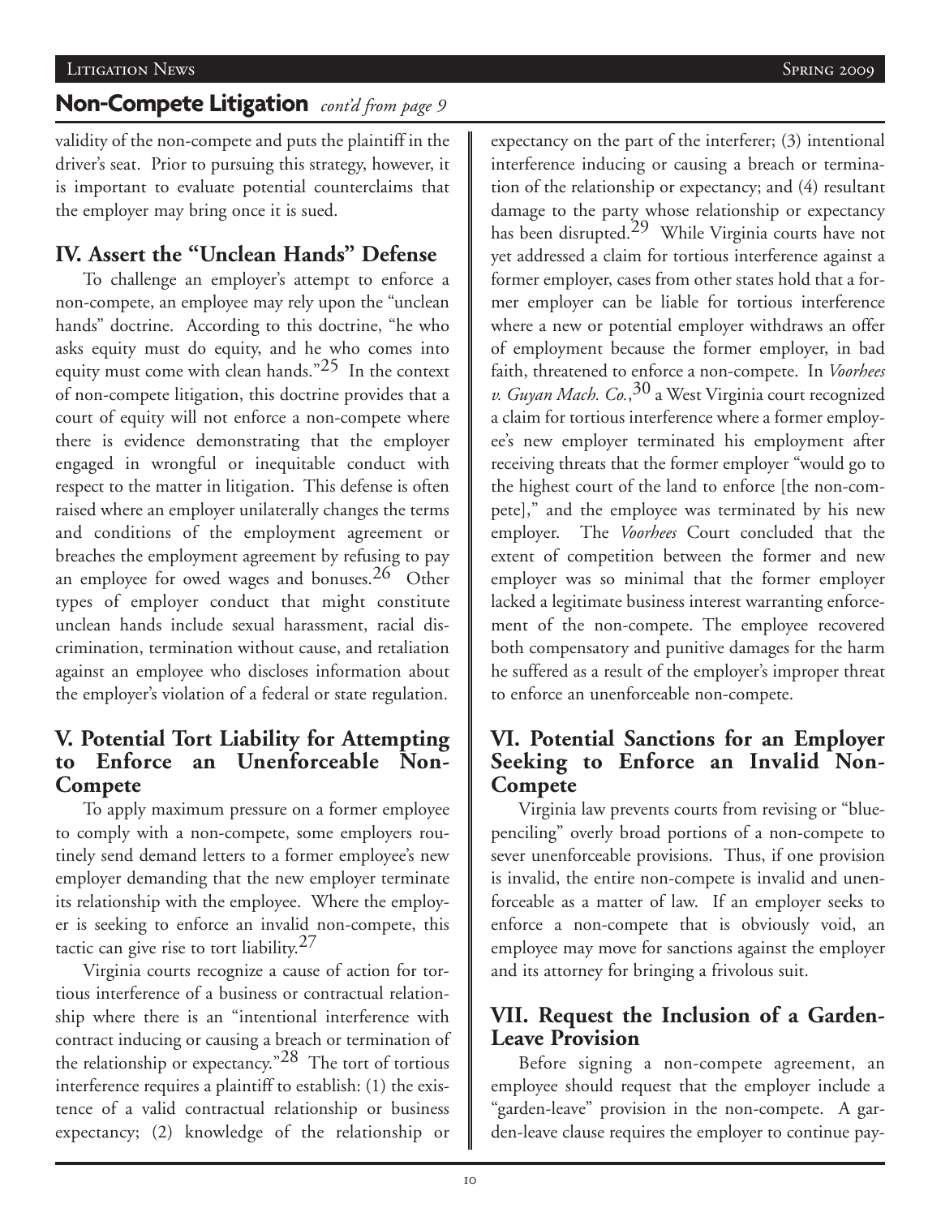## Non-Compete Litigation *cont'd from page 9*

validity of the non-compete and puts the plaintiff in the driver's seat. Prior to pursuing this strategy, however, it is important to evaluate potential counterclaims that the employer may bring once it is sued.

### IV. Assert the "Unclean Hands" Defense

To challenge an employer's attempt to enforce a non-compete, an employee may rely upon the "unclean hands" doctrine. According to this doctrine, "he who asks equity must do equity, and he who comes into equity must come with clean hands."[25] In the context of non-compete litigation, this doctrine provides that a court of equity will not enforce a non-compete where there is evidence demonstrating that the employer engaged in wrongful or inequitable conduct with respect to the matter in litigation. This defense is often raised where an employer unilaterally changes the terms and conditions of the employment agreement or breaches the employment agreement by refusing to pay an employee for owed wages and bonuses.[26] Other types of employer conduct that might constitute unclean hands include sexual harassment, racial discrimination, termination without cause, and retaliation against an employee who discloses information about the employer's violation of a federal or state regulation.

### V. Potential Tort Liability for Attempting to Enforce an Unenforceable Non-Compete

To apply maximum pressure on a former employee to comply with a non-compete, some employers routinely send demand letters to a former employee's new employer demanding that the new employer terminate its relationship with the employee. Where the employer is seeking to enforce an invalid non-compete, this tactic can give rise to tort liability.[27]

Virginia courts recognize a cause of action for tortious interference of a business or contractual relationship where there is an "intentional interference with contract inducing or causing a breach or termination of the relationship or expectancy."[28] The tort of tortious interference requires a plaintiff to establish: (1) the existence of a valid contractual relationship or business expectancy; (2) knowledge of the relationship or expectancy on the part of the interferer; (3) intentional interference inducing or causing a breach or termination of the relationship or expectancy; and (4) resultant damage to the party whose relationship or expectancy has been disrupted.[29] While Virginia courts have not yet addressed a claim for tortious interference against a former employer, cases from other states hold that a former employer can be liable for tortious interference where a new or potential employer withdraws an offer of employment because the former employer, in bad faith, threatened to enforce a non-compete. In *Voorhees v. Guyan Mach. Co.*,[30] a West Virginia court recognized a claim for tortious interference where a former employee's new employer terminated his employment after receiving threats that the former employer "would go to the highest court of the land to enforce [the non-compete]," and the employee was terminated by his new employer. The *Voorhees* Court concluded that the extent of competition between the former and new employer was so minimal that the former employer lacked a legitimate business interest warranting enforcement of the non-compete. The employee recovered both compensatory and punitive damages for the harm he suffered as a result of the employer's improper threat to enforce an unenforceable non-compete.

### VI. Potential Sanctions for an Employer Seeking to Enforce an Invalid Non-Compete

Virginia law prevents courts from revising or "blue-penciling" overly broad portions of a non-compete to sever unenforceable provisions. Thus, if one provision is invalid, the entire non-compete is invalid and unenforceable as a matter of law. If an employer seeks to enforce a non-compete that is obviously void, an employee may move for sanctions against the employer and its attorney for bringing a frivolous suit.

### VII. Request the Inclusion of a Garden-Leave Provision

Before signing a non-compete agreement, an employee should request that the employer include a "garden-leave" provision in the non-compete. A garden-leave clause requires the employer to continue pay-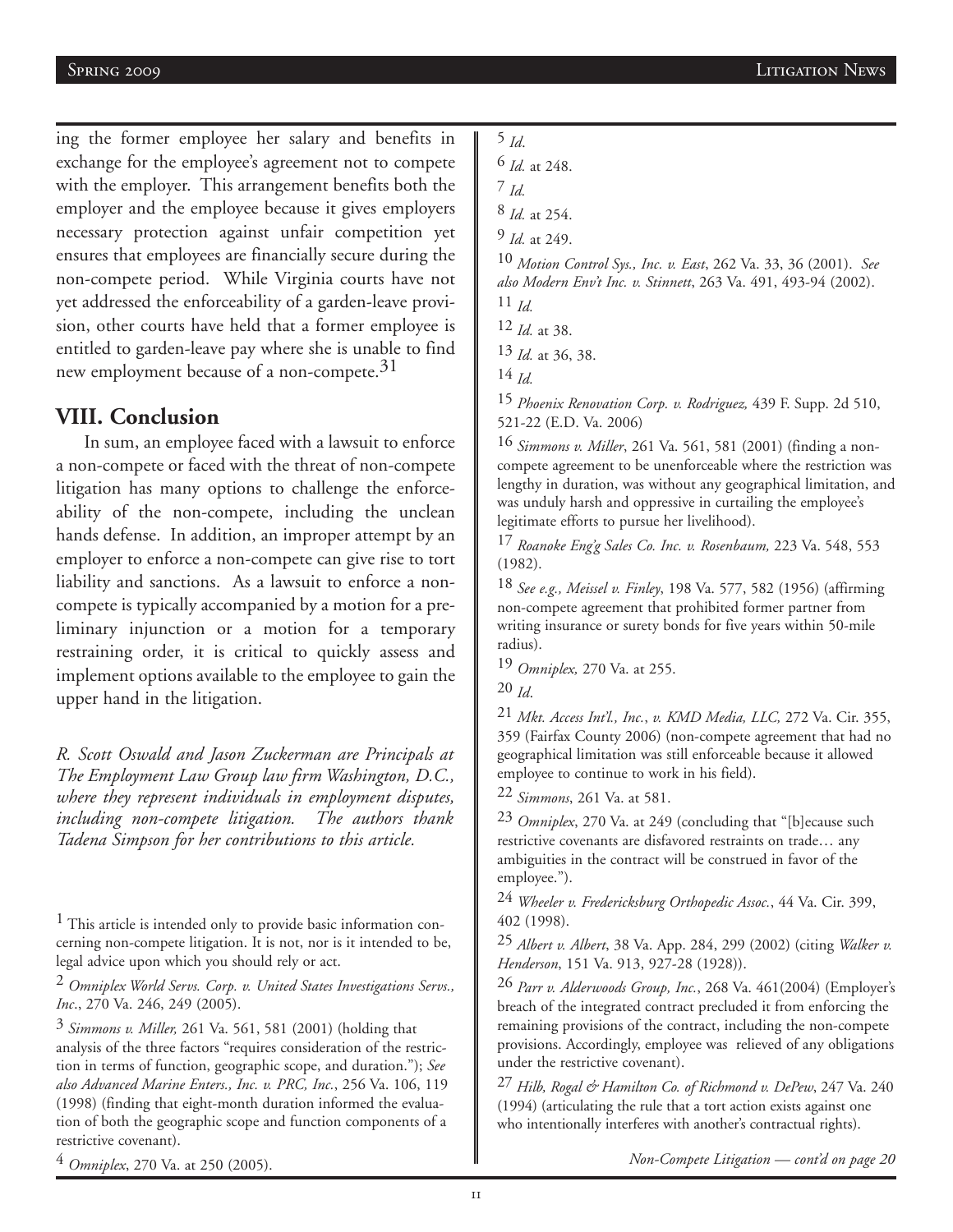ing the former employee her salary and benefits in exchange for the employee's agreement not to compete with the employer. This arrangement benefits both the employer and the employee because it gives employers necessary protection against unfair competition yet ensures that employees are financially secure during the non-compete period. While Virginia courts have not yet addressed the enforceability of a garden-leave provision, other courts have held that a former employee is entitled to garden-leave pay where she is unable to find new employment because of a non-compete.[31]

## VIII. Conclusion

In sum, an employee faced with a lawsuit to enforce a non-compete or faced with the threat of non-compete litigation has many options to challenge the enforceability of the non-compete, including the unclean hands defense. In addition, an improper attempt by an employer to enforce a non-compete can give rise to tort liability and sanctions. As a lawsuit to enforce a non-compete is typically accompanied by a motion for a preliminary injunction or a motion for a temporary restraining order, it is critical to quickly assess and implement options available to the employee to gain the upper hand in the litigation.

*R. Scott Oswald and Jason Zuckerman are Principals at The Employment Law Group law firm Washington, D.C., where they represent individuals in employment disputes, including non-compete litigation. The authors thank Tadena Simpson for her contributions to this article.*

[1] This article is intended only to provide basic information concerning non-compete litigation. It is not, nor is it intended to be, legal advice upon which you should rely or act.

[2] *Omniplex World Servs. Corp. v. United States Investigations Servs., Inc*., 270 Va. 246, 249 (2005).

[3] *Simmons v. Miller,* 261 Va. 561, 581 (2001) (holding that analysis of the three factors "requires consideration of the restriction in terms of function, geographic scope, and duration."); *See also Advanced Marine Enters., Inc. v. PRC, Inc.*, 256 Va. 106, 119 (1998) (finding that eight-month duration informed the evaluation of both the geographic scope and function components of a restrictive covenant).

[4] *Omniplex*, 270 Va. at 250 (2005).

[5] *Id.*

[6] *Id.* at 248.

[7] *Id.*

[8] *Id.* at 254.

[9] *Id.* at 249.

[10] *Motion Control Sys., Inc. v. East*, 262 Va. 33, 36 (2001). *See also Modern Env't Inc. v. Stinnett*, 263 Va. 491, 493-94 (2002).

[11] *Id.*

[12] *Id.* at 38.

[13] *Id.* at 36, 38.

[14] *Id.*

[15] *Phoenix Renovation Corp. v. Rodriguez,* 439 F. Supp. 2d 510, 521-22 (E.D. Va. 2006)

[16] *Simmons v. Miller*, 261 Va. 561, 581 (2001) (finding a non-compete agreement to be unenforceable where the restriction was lengthy in duration, was without any geographical limitation, and was unduly harsh and oppressive in curtailing the employee's legitimate efforts to pursue her livelihood).

[17] *Roanoke Eng'g Sales Co. Inc. v. Rosenbaum,* 223 Va. 548, 553 (1982).

[18] *See e.g., Meissel v. Finley*, 198 Va. 577, 582 (1956) (affirming non-compete agreement that prohibited former partner from writing insurance or surety bonds for five years within 50-mile radius).

[19] *Omniplex,* 270 Va. at 255.

[20] *Id*.

[21] *Mkt. Access Int'l., Inc.*, *v. KMD Media, LLC,* 272 Va. Cir. 355, 359 (Fairfax County 2006) (non-compete agreement that had no geographical limitation was still enforceable because it allowed employee to continue to work in his field).

[22] *Simmons*, 261 Va. at 581.

[23] *Omniplex*, 270 Va. at 249 (concluding that "[b]ecause such restrictive covenants are disfavored restraints on trade… any ambiguities in the contract will be construed in favor of the employee.").

[24] *Wheeler v. Fredericksburg Orthopedic Assoc.*, 44 Va. Cir. 399, 402 (1998).

[25] *Albert v. Albert*, 38 Va. App. 284, 299 (2002) (citing *Walker v. Henderson*, 151 Va. 913, 927-28 (1928)).

[26] *Parr v. Alderwoods Group, Inc.*, 268 Va. 461(2004) (Employer's breach of the integrated contract precluded it from enforcing the remaining provisions of the contract, including the non-compete provisions. Accordingly, employee was relieved of any obligations under the restrictive covenant).

[27] *Hilb, Rogal & Hamilton Co. of Richmond v. DePew*, 247 Va. 240 (1994) (articulating the rule that a tort action exists against one who intentionally interferes with another's contractual rights).

*Non-Compete Litigation — cont'd on page 20*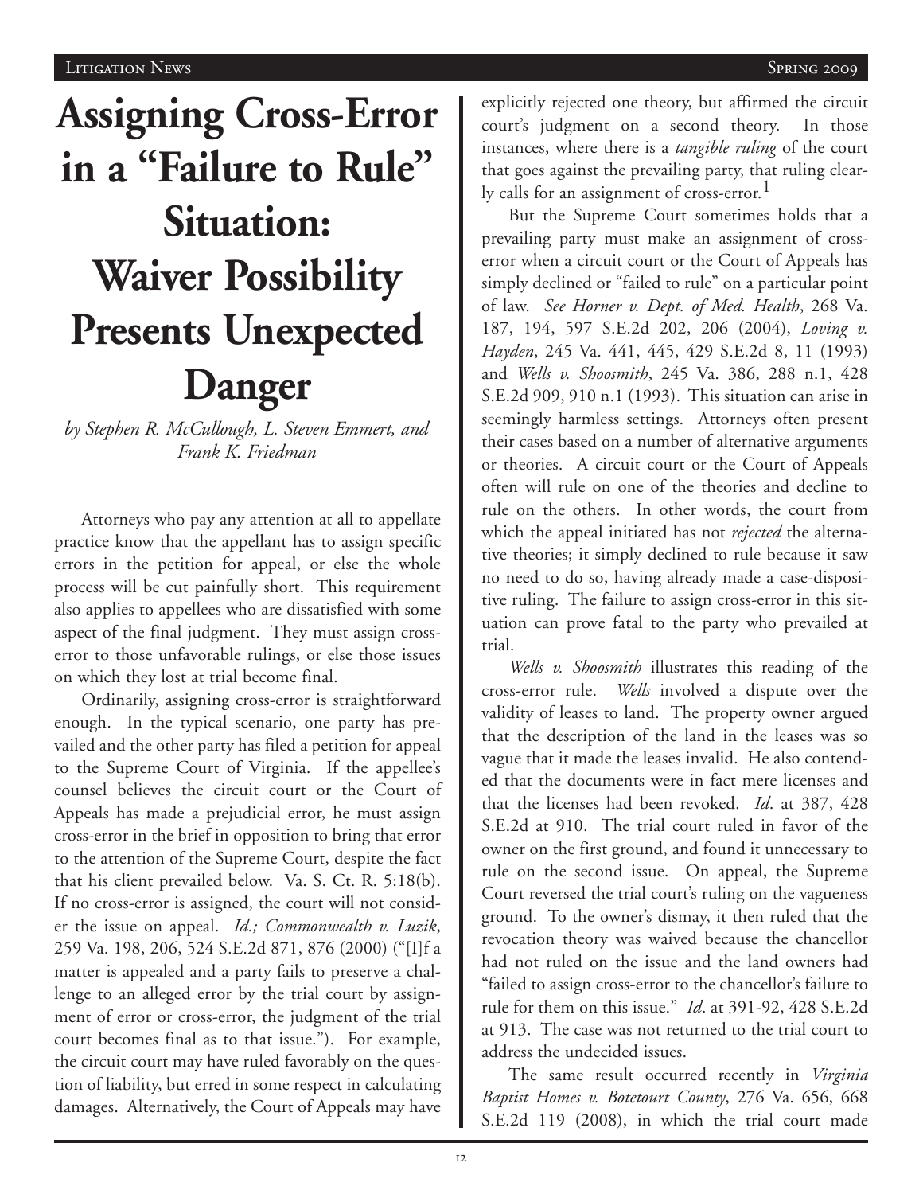# Assigning Cross-Error in a "Failure to Rule" Situation: Waiver Possibility Presents Unexpected Danger

*by Stephen R. McCullough, L. Steven Emmert, and Frank K. Friedman*

Attorneys who pay any attention at all to appellate practice know that the appellant has to assign specific errors in the petition for appeal, or else the whole process will be cut painfully short. This requirement also applies to appellees who are dissatisfied with some aspect of the final judgment. They must assign cross-error to those unfavorable rulings, or else those issues on which they lost at trial become final.

Ordinarily, assigning cross-error is straightforward enough. In the typical scenario, one party has prevailed and the other party has filed a petition for appeal to the Supreme Court of Virginia. If the appellee's counsel believes the circuit court or the Court of Appeals has made a prejudicial error, he must assign cross-error in the brief in opposition to bring that error to the attention of the Supreme Court, despite the fact that his client prevailed below. Va. S. Ct. R. 5:18(b). If no cross-error is assigned, the court will not consider the issue on appeal. *Id.; Commonwealth v. Luzik*, 259 Va. 198, 206, 524 S.E.2d 871, 876 (2000) ("[I]f a matter is appealed and a party fails to preserve a challenge to an alleged error by the trial court by assignment of error or cross-error, the judgment of the trial court becomes final as to that issue."). For example, the circuit court may have ruled favorably on the question of liability, but erred in some respect in calculating damages. Alternatively, the Court of Appeals may have explicitly rejected one theory, but affirmed the circuit court's judgment on a second theory. In those instances, where there is a *tangible ruling* of the court that goes against the prevailing party, that ruling clearly calls for an assignment of cross-error.[1]

But the Supreme Court sometimes holds that a prevailing party must make an assignment of cross-error when a circuit court or the Court of Appeals has simply declined or "failed to rule" on a particular point of law. *See Horner v. Dept. of Med. Health*, 268 Va. 187, 194, 597 S.E.2d 202, 206 (2004), *Loving v. Hayden*, 245 Va. 441, 445, 429 S.E.2d 8, 11 (1993) and *Wells v. Shoosmith*, 245 Va. 386, 288 n.1, 428 S.E.2d 909, 910 n.1 (1993). This situation can arise in seemingly harmless settings. Attorneys often present their cases based on a number of alternative arguments or theories. A circuit court or the Court of Appeals often will rule on one of the theories and decline to rule on the others. In other words, the court from which the appeal initiated has not *rejected* the alternative theories; it simply declined to rule because it saw no need to do so, having already made a case-dispositive ruling. The failure to assign cross-error in this situation can prove fatal to the party who prevailed at trial.

*Wells v. Shoosmith* illustrates this reading of the cross-error rule. *Wells* involved a dispute over the validity of leases to land. The property owner argued that the description of the land in the leases was so vague that it made the leases invalid. He also contended that the documents were in fact mere licenses and that the licenses had been revoked. *Id*. at 387, 428 S.E.2d at 910. The trial court ruled in favor of the owner on the first ground, and found it unnecessary to rule on the second issue. On appeal, the Supreme Court reversed the trial court's ruling on the vagueness ground. To the owner's dismay, it then ruled that the revocation theory was waived because the chancellor had not ruled on the issue and the land owners had "failed to assign cross-error to the chancellor's failure to rule for them on this issue." *Id*. at 391-92, 428 S.E.2d at 913. The case was not returned to the trial court to address the undecided issues.

The same result occurred recently in *Virginia Baptist Homes v. Botetourt County*, 276 Va. 656, 668 S.E.2d 119 (2008), in which the trial court made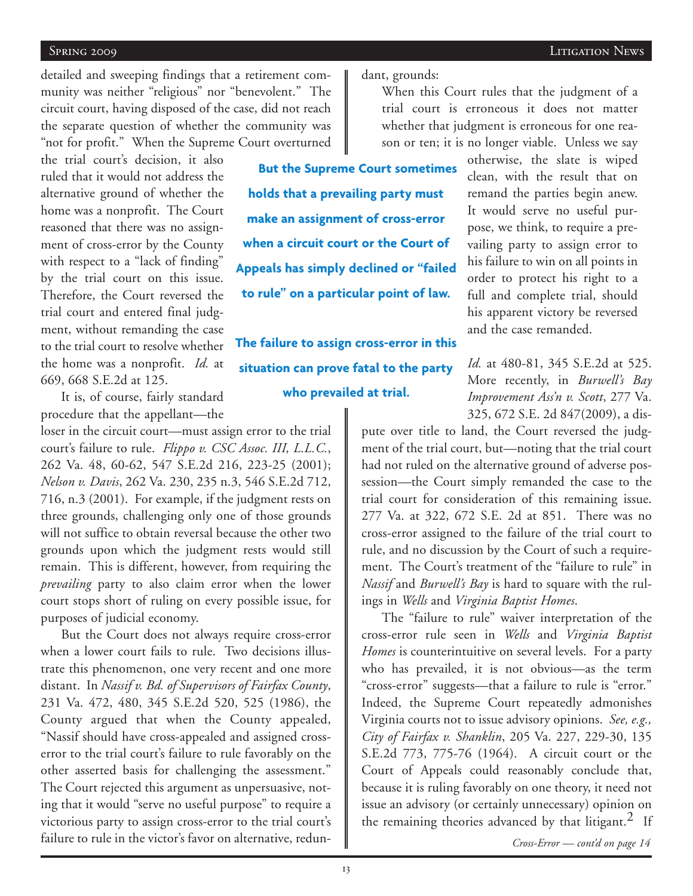detailed and sweeping findings that a retirement community was neither "religious" nor "benevolent." The circuit court, having disposed of the case, did not reach the separate question of whether the community was "not for profit." When the Supreme Court overturned the trial court's decision, it also ruled that it would not address the alternative ground of whether the home was a nonprofit. The Court reasoned that there was no assignment of cross-error by the County with respect to a "lack of finding" by the trial court on this issue. Therefore, the Court reversed the trial court and entered final judgment, without remanding the case to the trial court to resolve whether the home was a nonprofit. *Id.* at 669, 668 S.E.2d at 125.

It is, of course, fairly standard procedure that the appellant—the loser in the circuit court—must assign error to the trial court's failure to rule. *Flippo v. CSC Assoc. III, L.L.C.*, 262 Va. 48, 60-62, 547 S.E.2d 216, 223-25 (2001); *Nelson v. Davis*, 262 Va. 230, 235 n.3, 546 S.E.2d 712, 716, n.3 (2001). For example, if the judgment rests on three grounds, challenging only one of those grounds will not suffice to obtain reversal because the other two grounds upon which the judgment rests would still remain. This is different, however, from requiring the *prevailing* party to also claim error when the lower court stops short of ruling on every possible issue, for purposes of judicial economy.

**But the Supreme Court sometimes holds that a prevailing party must make an assignment of cross-error when a circuit court or the Court of Appeals has simply declined or "failed to rule" on a particular point of law.**

**The failure to assign cross-error in this situation can prove fatal to the party who prevailed at trial.**

But the Court does not always require cross-error when a lower court fails to rule. Two decisions illustrate this phenomenon, one very recent and one more distant. In *Nassif v. Bd. of Supervisors of Fairfax County*, 231 Va. 472, 480, 345 S.E.2d 520, 525 (1986), the County argued that when the County appealed, "Nassif should have cross-appealed and assigned cross-error to the trial court's failure to rule favorably on the other asserted basis for challenging the assessment." The Court rejected this argument as unpersuasive, noting that it would "serve no useful purpose" to require a victorious party to assign cross-error to the trial court's failure to rule in the victor's favor on alternative, redundant, grounds:

> When this Court rules that the judgment of a trial court is erroneous it does not matter whether that judgment is erroneous for one reason or ten; it is no longer viable. Unless we say otherwise, the slate is wiped clean, with the result that on remand the parties begin anew. It would serve no useful purpose, we think, to require a prevailing party to assign error to his failure to win on all points in order to protect his right to a full and complete trial, should his apparent victory be reversed and the case remanded.

*Id.* at 480-81, 345 S.E.2d at 525. More recently, in *Burwell's Bay Improvement Ass'n v. Scott*, 277 Va. 325, 672 S.E. 2d 847(2009), a dispute over title to land, the Court reversed the judgment of the trial court, but—noting that the trial court had not ruled on the alternative ground of adverse possession—the Court simply remanded the case to the trial court for consideration of this remaining issue. 277 Va. at 322, 672 S.E. 2d at 851. There was no cross-error assigned to the failure of the trial court to rule, and no discussion by the Court of such a requirement. The Court's treatment of the "failure to rule" in *Nassif* and *Burwell's Bay* is hard to square with the rulings in *Wells* and *Virginia Baptist Homes*.

The "failure to rule" waiver interpretation of the cross-error rule seen in *Wells* and *Virginia Baptist Homes* is counterintuitive on several levels. For a party who has prevailed, it is not obvious—as the term "cross-error" suggests—that a failure to rule is "error." Indeed, the Supreme Court repeatedly admonishes Virginia courts not to issue advisory opinions. *See, e.g., City of Fairfax v. Shanklin*, 205 Va. 227, 229-30, 135 S.E.2d 773, 775-76 (1964). A circuit court or the Court of Appeals could reasonably conclude that, because it is ruling favorably on one theory, it need not issue an advisory (or certainly unnecessary) opinion on the remaining theories advanced by that litigant.[2] If

*Cross-Error — cont'd on page 14*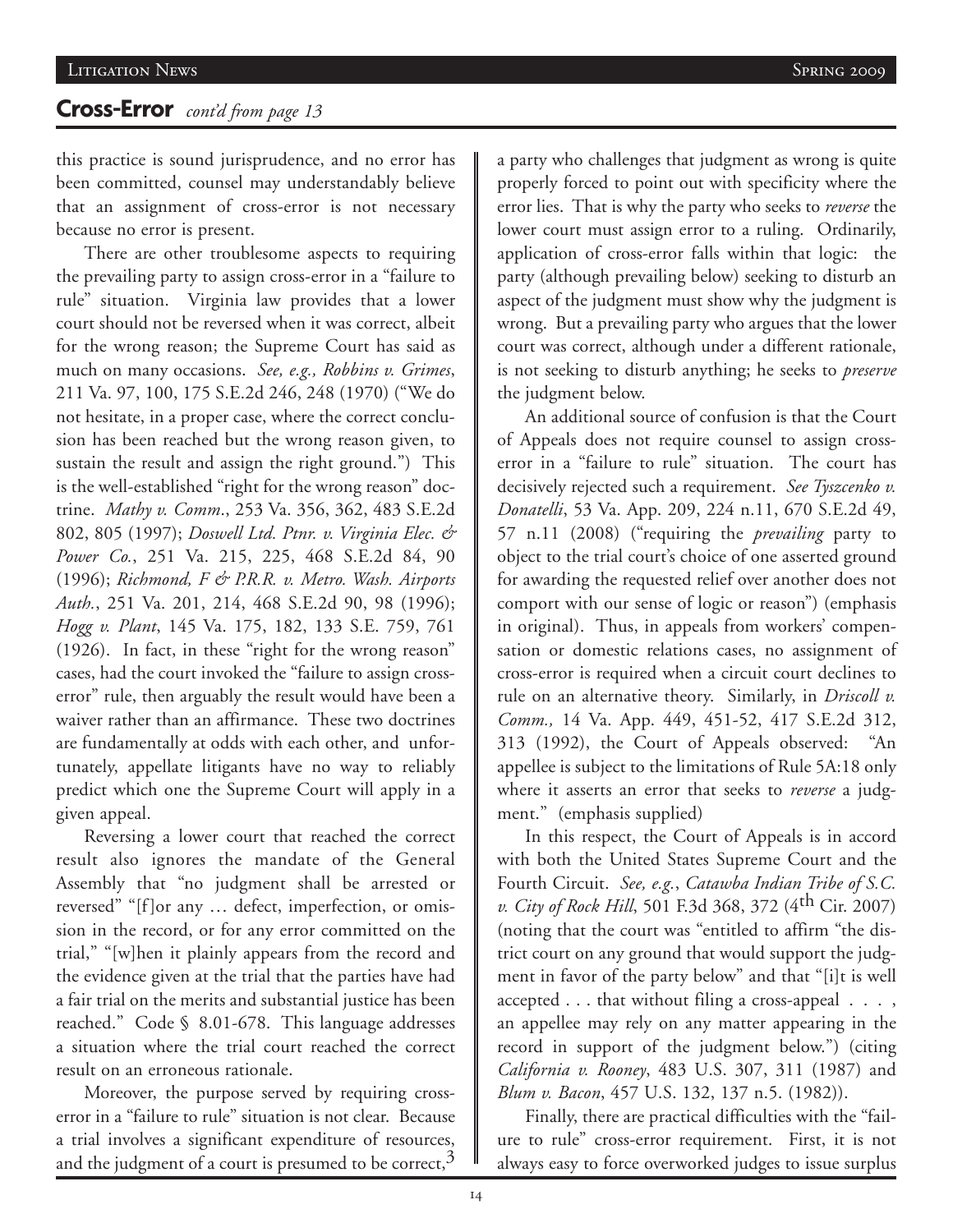## Cross-Error *cont'd from page 13*

this practice is sound jurisprudence, and no error has been committed, counsel may understandably believe that an assignment of cross-error is not necessary because no error is present.

There are other troublesome aspects to requiring the prevailing party to assign cross-error in a "failure to rule" situation. Virginia law provides that a lower court should not be reversed when it was correct, albeit for the wrong reason; the Supreme Court has said as much on many occasions. *See, e.g., Robbins v. Grimes*, 211 Va. 97, 100, 175 S.E.2d 246, 248 (1970) ("We do not hesitate, in a proper case, where the correct conclusion has been reached but the wrong reason given, to sustain the result and assign the right ground.") This is the well-established "right for the wrong reason" doctrine. *Mathy v. Comm.*, 253 Va. 356, 362, 483 S.E.2d 802, 805 (1997); *Doswell Ltd. Ptnr. v. Virginia Elec. & Power Co.*, 251 Va. 215, 225, 468 S.E.2d 84, 90 (1996); *Richmond, F & P.R.R. v. Metro. Wash. Airports Auth.*, 251 Va. 201, 214, 468 S.E.2d 90, 98 (1996); *Hogg v. Plant*, 145 Va. 175, 182, 133 S.E. 759, 761 (1926). In fact, in these "right for the wrong reason" cases, had the court invoked the "failure to assign cross-error" rule, then arguably the result would have been a waiver rather than an affirmance. These two doctrines are fundamentally at odds with each other, and unfortunately, appellate litigants have no way to reliably predict which one the Supreme Court will apply in a given appeal.

Reversing a lower court that reached the correct result also ignores the mandate of the General Assembly that "no judgment shall be arrested or reversed" "[f]or any … defect, imperfection, or omission in the record, or for any error committed on the trial," "[w]hen it plainly appears from the record and the evidence given at the trial that the parties have had a fair trial on the merits and substantial justice has been reached." Code § 8.01-678. This language addresses a situation where the trial court reached the correct result on an erroneous rationale.

Moreover, the purpose served by requiring cross-error in a "failure to rule" situation is not clear. Because a trial involves a significant expenditure of resources, and the judgment of a court is presumed to be correct,[3] a party who challenges that judgment as wrong is quite properly forced to point out with specificity where the error lies. That is why the party who seeks to *reverse* the lower court must assign error to a ruling. Ordinarily, application of cross-error falls within that logic: the party (although prevailing below) seeking to disturb an aspect of the judgment must show why the judgment is wrong. But a prevailing party who argues that the lower court was correct, although under a different rationale, is not seeking to disturb anything; he seeks to *preserve* the judgment below.

An additional source of confusion is that the Court of Appeals does not require counsel to assign cross-error in a "failure to rule" situation. The court has decisively rejected such a requirement. *See Tyszcenko v. Donatelli*, 53 Va. App. 209, 224 n.11, 670 S.E.2d 49, 57 n.11 (2008) ("requiring the *prevailing* party to object to the trial court's choice of one asserted ground for awarding the requested relief over another does not comport with our sense of logic or reason") (emphasis in original). Thus, in appeals from workers' compensation or domestic relations cases, no assignment of cross-error is required when a circuit court declines to rule on an alternative theory. Similarly, in *Driscoll v. Comm.,* 14 Va. App. 449, 451-52, 417 S.E.2d 312, 313 (1992), the Court of Appeals observed: "An appellee is subject to the limitations of Rule 5A:18 only where it asserts an error that seeks to *reverse* a judgment." (emphasis supplied)

In this respect, the Court of Appeals is in accord with both the United States Supreme Court and the Fourth Circuit. *See, e.g.*, *Catawba Indian Tribe of S.C. v. City of Rock Hill*, 501 F.3d 368, 372 (4th Cir. 2007) (noting that the court was "entitled to affirm "the district court on any ground that would support the judgment in favor of the party below" and that "[i]t is well accepted . . . that without filing a cross-appeal . . . , an appellee may rely on any matter appearing in the record in support of the judgment below.") (citing *California v. Rooney*, 483 U.S. 307, 311 (1987) and *Blum v. Bacon*, 457 U.S. 132, 137 n.5. (1982)).

Finally, there are practical difficulties with the "failure to rule" cross-error requirement. First, it is not always easy to force overworked judges to issue surplus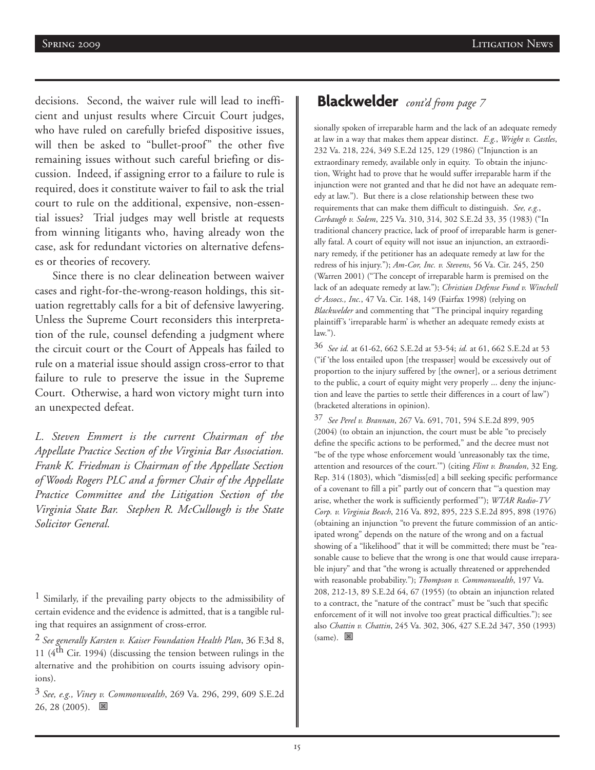decisions. Second, the waiver rule will lead to inefficient and unjust results where Circuit Court judges, who have ruled on carefully briefed dispositive issues, will then be asked to "bullet-proof" the other five remaining issues without such careful briefing or discussion. Indeed, if assigning error to a failure to rule is required, does it constitute waiver to fail to ask the trial court to rule on the additional, expensive, non-essential issues? Trial judges may well bristle at requests from winning litigants who, having already won the case, ask for redundant victories on alternative defenses or theories of recovery.

Since there is no clear delineation between waiver cases and right-for-the-wrong-reason holdings, this situation regrettably calls for a bit of defensive lawyering. Unless the Supreme Court reconsiders this interpretation of the rule, counsel defending a judgment where the circuit court or the Court of Appeals has failed to rule on a material issue should assign cross-error to that failure to rule to preserve the issue in the Supreme Court. Otherwise, a hard won victory might turn into an unexpected defeat.

*L. Steven Emmert is the current Chairman of the Appellate Practice Section of the Virginia Bar Association. Frank K. Friedman is Chairman of the Appellate Section of Woods Rogers PLC and a former Chair of the Appellate Practice Committee and the Litigation Section of the Virginia State Bar. Stephen R. McCullough is the State Solicitor General.*

[1] Similarly, if the prevailing party objects to the admissibility of certain evidence and the evidence is admitted, that is a tangible ruling that requires an assignment of cross-error.

[2] *See generally Karsten v. Kaiser Foundation Health Plan*, 36 F.3d 8, 11 (4th Cir. 1994) (discussing the tension between rulings in the alternative and the prohibition on courts issuing advisory opinions).

[3] *See, e.g., Viney v. Commonwealth*, 269 Va. 296, 299, 609 S.E.2d 26, 28 (2005).

## Blackwelder *cont'd from page 7*

sionally spoken of irreparable harm and the lack of an adequate remedy at law in a way that makes them appear distinct. *E.g.*, *Wright v. Castles*, 232 Va. 218, 224, 349 S.E.2d 125, 129 (1986) ("Injunction is an extraordinary remedy, available only in equity. To obtain the injunction, Wright had to prove that he would suffer irreparable harm if the injunction were not granted and that he did not have an adequate remedy at law."). But there is a close relationship between these two requirements that can make them difficult to distinguish. *See, e.g.*, *Carbaugh v. Solem*, 225 Va. 310, 314, 302 S.E.2d 33, 35 (1983) ("In traditional chancery practice, lack of proof of irreparable harm is generally fatal. A court of equity will not issue an injunction, an extraordinary remedy, if the petitioner has an adequate remedy at law for the redress of his injury."); *Am-Cor, Inc. v. Stevens*, 56 Va. Cir. 245, 250 (Warren 2001) ("The concept of irreparable harm is premised on the lack of an adequate remedy at law."); *Christian Defense Fund v. Winchell & Assocs., Inc.*, 47 Va. Cir. 148, 149 (Fairfax 1998) (relying on *Blackwelder* and commenting that "The principal inquiry regarding plaintiff's 'irreparable harm' is whether an adequate remedy exists at law.").

[36] *See id.* at 61-62, 662 S.E.2d at 53-54; *id.* at 61, 662 S.E.2d at 53 ("if 'the loss entailed upon [the trespasser] would be excessively out of proportion to the injury suffered by [the owner], or a serious detriment to the public, a court of equity might very properly ... deny the injunction and leave the parties to settle their differences in a court of law") (bracketed alterations in opinion).

[37] *See Perel v. Brannan*, 267 Va. 691, 701, 594 S.E.2d 899, 905 (2004) (to obtain an injunction, the court must be able "to precisely define the specific actions to be performed," and the decree must not "be of the type whose enforcement would 'unreasonably tax the time, attention and resources of the court.'") (citing *Flint v. Brandon*, 32 Eng. Rep. 314 (1803), which "dismiss[ed] a bill seeking specific performance of a covenant to fill a pit" partly out of concern that "'a question may arise, whether the work is sufficiently performed'"); *WTAR Radio-TV Corp. v. Virginia Beach*, 216 Va. 892, 895, 223 S.E.2d 895, 898 (1976) (obtaining an injunction "to prevent the future commission of an anticipated wrong" depends on the nature of the wrong and on a factual showing of a "likelihood" that it will be committed; there must be "reasonable cause to believe that the wrong is one that would cause irreparable injury" and that "the wrong is actually threatened or apprehended with reasonable probability."); *Thompson v. Commonwealth*, 197 Va. 208, 212-13, 89 S.E.2d 64, 67 (1955) (to obtain an injunction related to a contract, the "nature of the contract" must be "such that specific enforcement of it will not involve too great practical difficulties."); see also *Chattin v. Chattin*, 245 Va. 302, 306, 427 S.E.2d 347, 350 (1993) (same).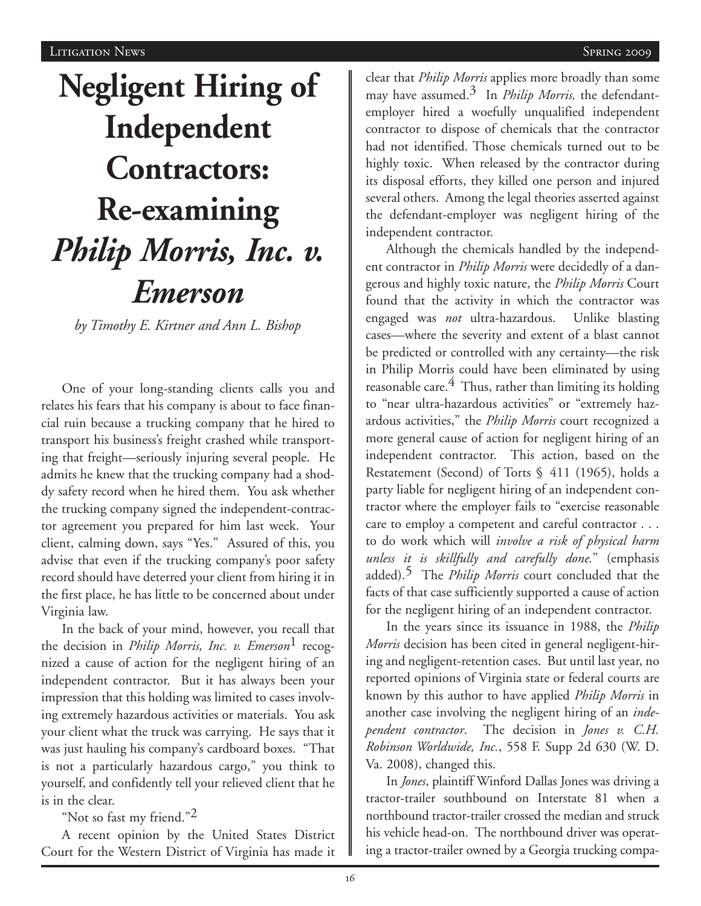# Negligent Hiring of Independent Contractors: Re-examining *Philip Morris, Inc. v. Emerson*

*by Timothy E. Kirtner and Ann L. Bishop*

One of your long-standing clients calls you and relates his fears that his company is about to face financial ruin because a trucking company that he hired to transport his business's freight crashed while transporting that freight—seriously injuring several people. He admits he knew that the trucking company had a shoddy safety record when he hired them. You ask whether the trucking company signed the independent-contractor agreement you prepared for him last week. Your client, calming down, says "Yes." Assured of this, you advise that even if the trucking company's poor safety record should have deterred your client from hiring it in the first place, he has little to be concerned about under Virginia law.

In the back of your mind, however, you recall that the decision in *Philip Morris, Inc. v. Emerson*[1] recognized a cause of action for the negligent hiring of an independent contractor. But it has always been your impression that this holding was limited to cases involving extremely hazardous activities or materials. You ask your client what the truck was carrying. He says that it was just hauling his company's cardboard boxes. "That is not a particularly hazardous cargo," you think to yourself, and confidently tell your relieved client that he is in the clear.

"Not so fast my friend."[2]

A recent opinion by the United States District Court for the Western District of Virginia has made it clear that *Philip Morris* applies more broadly than some may have assumed.[3] In *Philip Morris,* the defendant-employer hired a woefully unqualified independent contractor to dispose of chemicals that the contractor had not identified. Those chemicals turned out to be highly toxic. When released by the contractor during its disposal efforts, they killed one person and injured several others. Among the legal theories asserted against the defendant-employer was negligent hiring of the independent contractor.

Although the chemicals handled by the independent contractor in *Philip Morris* were decidedly of a dangerous and highly toxic nature, the *Philip Morris* Court found that the activity in which the contractor was engaged was *not* ultra-hazardous. Unlike blasting cases—where the severity and extent of a blast cannot be predicted or controlled with any certainty—the risk in Philip Morris could have been eliminated by using reasonable care.[4] Thus, rather than limiting its holding to "near ultra-hazardous activities" or "extremely hazardous activities," the *Philip Morris* court recognized a more general cause of action for negligent hiring of an independent contractor. This action, based on the Restatement (Second) of Torts § 411 (1965), holds a party liable for negligent hiring of an independent contractor where the employer fails to "exercise reasonable care to employ a competent and careful contractor . . . to do work which will *involve a risk of physical harm unless it is skillfully and carefully done.*" (emphasis added).[5] The *Philip Morris* court concluded that the facts of that case sufficiently supported a cause of action for the negligent hiring of an independent contractor.

In the years since its issuance in 1988, the *Philip Morris* decision has been cited in general negligent-hiring and negligent-retention cases. But until last year, no reported opinions of Virginia state or federal courts are known by this author to have applied *Philip Morris* in another case involving the negligent hiring of an *independent contractor*. The decision in *Jones v. C.H. Robinson Worldwide, Inc.*, 558 F. Supp 2d 630 (W. D. Va. 2008), changed this.

In *Jones*, plaintiff Winford Dallas Jones was driving a tractor-trailer southbound on Interstate 81 when a northbound tractor-trailer crossed the median and struck his vehicle head-on. The northbound driver was operating a tractor-trailer owned by a Georgia trucking compa-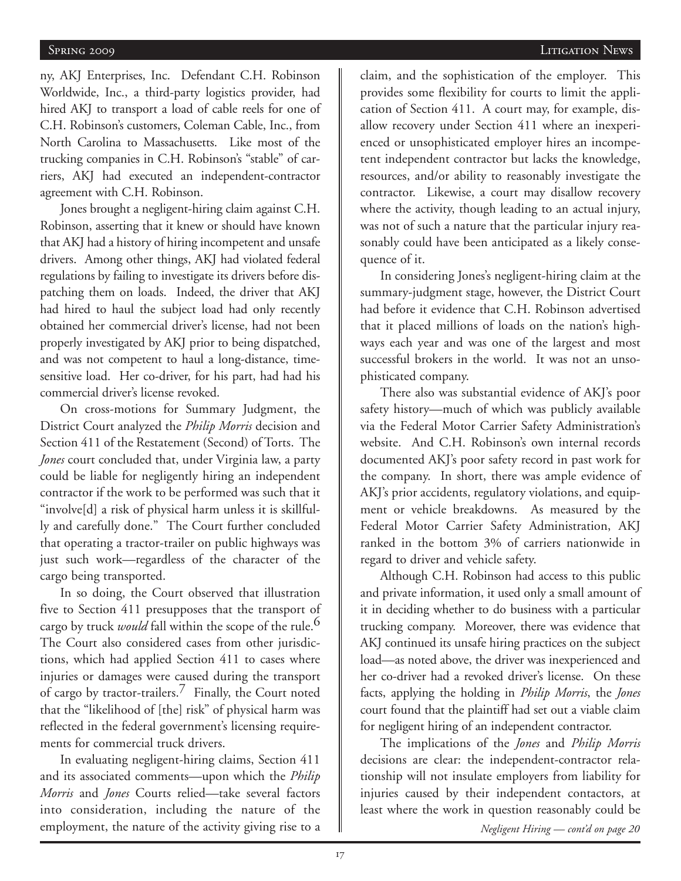ny, AKJ Enterprises, Inc. Defendant C.H. Robinson Worldwide, Inc., a third-party logistics provider, had hired AKJ to transport a load of cable reels for one of C.H. Robinson's customers, Coleman Cable, Inc., from North Carolina to Massachusetts. Like most of the trucking companies in C.H. Robinson's "stable" of carriers, AKJ had executed an independent-contractor agreement with C.H. Robinson.

Jones brought a negligent-hiring claim against C.H. Robinson, asserting that it knew or should have known that AKJ had a history of hiring incompetent and unsafe drivers. Among other things, AKJ had violated federal regulations by failing to investigate its drivers before dispatching them on loads. Indeed, the driver that AKJ had hired to haul the subject load had only recently obtained her commercial driver's license, had not been properly investigated by AKJ prior to being dispatched, and was not competent to haul a long-distance, time-sensitive load. Her co-driver, for his part, had had his commercial driver's license revoked.

On cross-motions for Summary Judgment, the District Court analyzed the *Philip Morris* decision and Section 411 of the Restatement (Second) of Torts. The *Jones* court concluded that, under Virginia law, a party could be liable for negligently hiring an independent contractor if the work to be performed was such that it "involve[d] a risk of physical harm unless it is skillfully and carefully done." The Court further concluded that operating a tractor-trailer on public highways was just such work—regardless of the character of the cargo being transported.

In so doing, the Court observed that illustration five to Section 411 presupposes that the transport of cargo by truck *would* fall within the scope of the rule.[6] The Court also considered cases from other jurisdictions, which had applied Section 411 to cases where injuries or damages were caused during the transport of cargo by tractor-trailers.[7] Finally, the Court noted that the "likelihood of [the] risk" of physical harm was reflected in the federal government's licensing requirements for commercial truck drivers.

In evaluating negligent-hiring claims, Section 411 and its associated comments—upon which the *Philip Morris* and *Jones* Courts relied—take several factors into consideration, including the nature of the employment, the nature of the activity giving rise to a claim, and the sophistication of the employer. This provides some flexibility for courts to limit the application of Section 411. A court may, for example, disallow recovery under Section 411 where an inexperienced or unsophisticated employer hires an incompetent independent contractor but lacks the knowledge, resources, and/or ability to reasonably investigate the contractor. Likewise, a court may disallow recovery where the activity, though leading to an actual injury, was not of such a nature that the particular injury reasonably could have been anticipated as a likely consequence of it.

In considering Jones's negligent-hiring claim at the summary-judgment stage, however, the District Court had before it evidence that C.H. Robinson advertised that it placed millions of loads on the nation's highways each year and was one of the largest and most successful brokers in the world. It was not an unsophisticated company.

There also was substantial evidence of AKJ's poor safety history—much of which was publicly available via the Federal Motor Carrier Safety Administration's website. And C.H. Robinson's own internal records documented AKJ's poor safety record in past work for the company. In short, there was ample evidence of AKJ's prior accidents, regulatory violations, and equipment or vehicle breakdowns. As measured by the Federal Motor Carrier Safety Administration, AKJ ranked in the bottom 3% of carriers nationwide in regard to driver and vehicle safety.

Although C.H. Robinson had access to this public and private information, it used only a small amount of it in deciding whether to do business with a particular trucking company. Moreover, there was evidence that AKJ continued its unsafe hiring practices on the subject load—as noted above, the driver was inexperienced and her co-driver had a revoked driver's license. On these facts, applying the holding in *Philip Morris*, the *Jones* court found that the plaintiff had set out a viable claim for negligent hiring of an independent contractor.

The implications of the *Jones* and *Philip Morris* decisions are clear: the independent-contractor relationship will not insulate employers from liability for injuries caused by their independent contactors, at least where the work in question reasonably could be

*Negligent Hiring — cont'd on page 20*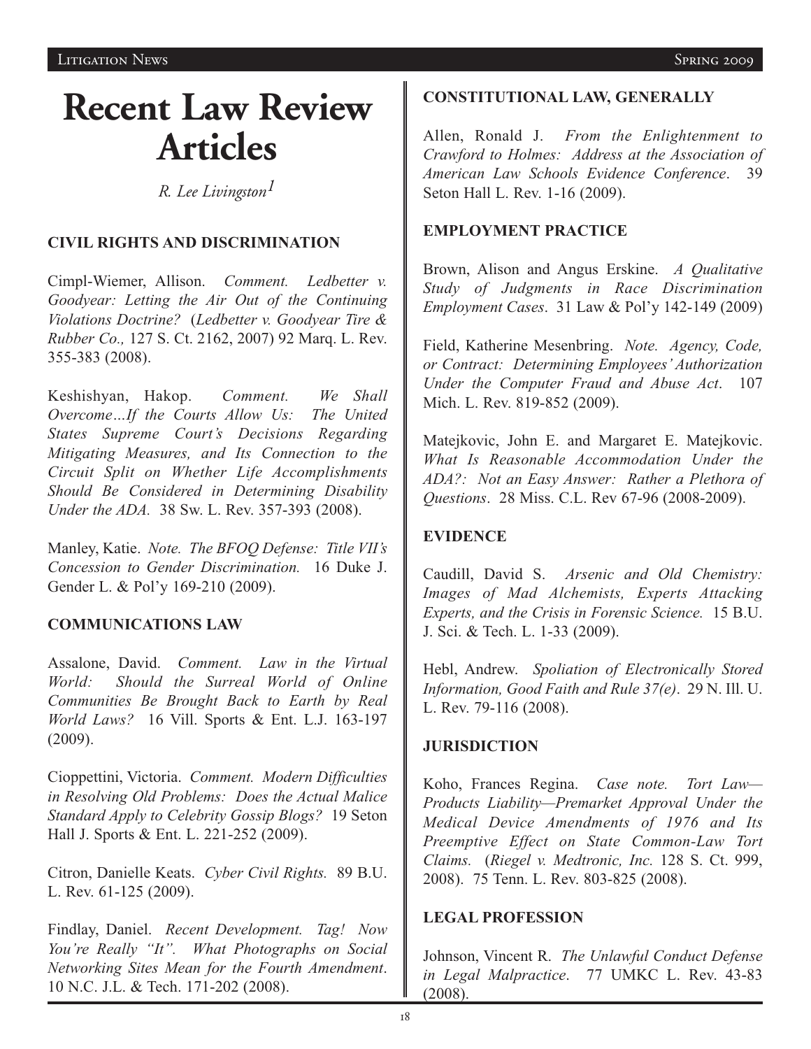# Recent Law Review Articles

*R. Lee Livingston*[1]

### CIVIL RIGHTS AND DISCRIMINATION

Cimpl-Wiemer, Allison. *Comment. Ledbetter v. Goodyear: Letting the Air Out of the Continuing Violations Doctrine?* (*Ledbetter v. Goodyear Tire & Rubber Co.,* 127 S. Ct. 2162, 2007) 92 Marq. L. Rev. 355-383 (2008).

Keshishyan, Hakop. *Comment. We Shall Overcome…If the Courts Allow Us: The United States Supreme Court's Decisions Regarding Mitigating Measures, and Its Connection to the Circuit Split on Whether Life Accomplishments Should Be Considered in Determining Disability Under the ADA.* 38 Sw. L. Rev. 357-393 (2008).

Manley, Katie. *Note. The BFOQ Defense: Title VII's Concession to Gender Discrimination.* 16 Duke J. Gender L. & Pol'y 169-210 (2009).

### COMMUNICATIONS LAW

Assalone, David. *Comment. Law in the Virtual World: Should the Surreal World of Online Communities Be Brought Back to Earth by Real World Laws?* 16 Vill. Sports & Ent. L.J. 163-197 (2009).

Cioppettini, Victoria. *Comment. Modern Difficulties in Resolving Old Problems: Does the Actual Malice Standard Apply to Celebrity Gossip Blogs?* 19 Seton Hall J. Sports & Ent. L. 221-252 (2009).

Citron, Danielle Keats. *Cyber Civil Rights.* 89 B.U. L. Rev. 61-125 (2009).

Findlay, Daniel. *Recent Development. Tag! Now You're Really "It". What Photographs on Social Networking Sites Mean for the Fourth Amendment*. 10 N.C. J.L. & Tech. 171-202 (2008).

### CONSTITUTIONAL LAW, GENERALLY

Allen, Ronald J. *From the Enlightenment to Crawford to Holmes: Address at the Association of American Law Schools Evidence Conference*. 39 Seton Hall L. Rev. 1-16 (2009).

### EMPLOYMENT PRACTICE

Brown, Alison and Angus Erskine. *A Qualitative Study of Judgments in Race Discrimination Employment Cases*. 31 Law & Pol'y 142-149 (2009)

Field, Katherine Mesenbring. *Note. Agency, Code, or Contract: Determining Employees' Authorization Under the Computer Fraud and Abuse Act*. 107 Mich. L. Rev. 819-852 (2009).

Matejkovic, John E. and Margaret E. Matejkovic. *What Is Reasonable Accommodation Under the ADA?: Not an Easy Answer: Rather a Plethora of Questions*. 28 Miss. C.L. Rev 67-96 (2008-2009).

### EVIDENCE

Caudill, David S. *Arsenic and Old Chemistry: Images of Mad Alchemists, Experts Attacking Experts, and the Crisis in Forensic Science.* 15 B.U. J. Sci. & Tech. L. 1-33 (2009).

Hebl, Andrew. *Spoliation of Electronically Stored Information, Good Faith and Rule 37(e)*. 29 N. Ill. U. L. Rev. 79-116 (2008).

### JURISDICTION

Koho, Frances Regina. *Case note. Tort Law—Products Liability—Premarket Approval Under the Medical Device Amendments of 1976 and Its Preemptive Effect on State Common-Law Tort Claims.* (*Riegel v. Medtronic, Inc.* 128 S. Ct. 999, 2008). 75 Tenn. L. Rev. 803-825 (2008).

### LEGAL PROFESSION

Johnson, Vincent R. *The Unlawful Conduct Defense in Legal Malpractice*. 77 UMKC L. Rev. 43-83 (2008).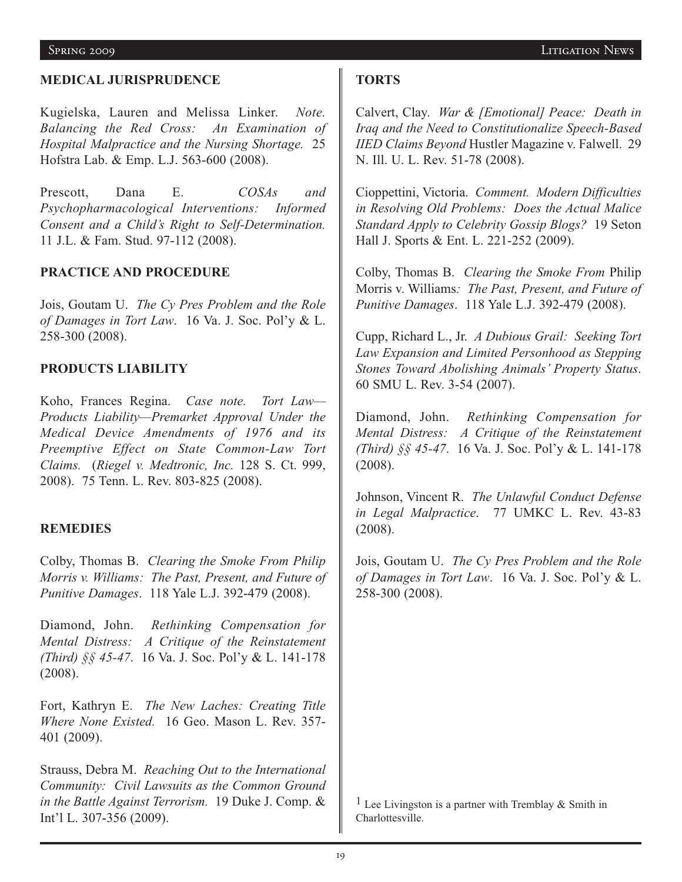## MEDICAL JURISPRUDENCE

Kugielska, Lauren and Melissa Linker. *Note. Balancing the Red Cross: An Examination of Hospital Malpractice and the Nursing Shortage.* 25 Hofstra Lab. & Emp. L.J. 563-600 (2008).

Prescott, Dana E. *COSAs and Psychopharmacological Interventions: Informed Consent and a Child's Right to Self-Determination.* 11 J.L. & Fam. Stud. 97-112 (2008).

## PRACTICE AND PROCEDURE

Jois, Goutam U. *The Cy Pres Problem and the Role of Damages in Tort Law*. 16 Va. J. Soc. Pol'y & L. 258-300 (2008).

## PRODUCTS LIABILITY

Koho, Frances Regina. *Case note. Tort Law—Products Liability—Premarket Approval Under the Medical Device Amendments of 1976 and its Preemptive Effect on State Common-Law Tort Claims.* (*Riegel v. Medtronic, Inc.* 128 S. Ct. 999, 2008). 75 Tenn. L. Rev. 803-825 (2008).

## REMEDIES

Colby, Thomas B. *Clearing the Smoke From Philip Morris v. Williams: The Past, Present, and Future of Punitive Damages*. 118 Yale L.J. 392-479 (2008).

Diamond, John. *Rethinking Compensation for Mental Distress: A Critique of the Reinstatement (Third) §§ 45-47*. 16 Va. J. Soc. Pol'y & L. 141-178 (2008).

Fort, Kathryn E. *The New Laches: Creating Title Where None Existed.* 16 Geo. Mason L. Rev. 357-401 (2009).

Strauss, Debra M. *Reaching Out to the International Community: Civil Lawsuits as the Common Ground in the Battle Against Terrorism.* 19 Duke J. Comp. & Int'l L. 307-356 (2009).

## TORTS

Calvert, Clay. *War & [Emotional] Peace: Death in Iraq and the Need to Constitutionalize Speech-Based IIED Claims Beyond* Hustler Magazine v. Falwell. 29 N. Ill. U. L. Rev. 51-78 (2008).

Cioppettini, Victoria. *Comment. Modern Difficulties in Resolving Old Problems: Does the Actual Malice Standard Apply to Celebrity Gossip Blogs?* 19 Seton Hall J. Sports & Ent. L. 221-252 (2009).

Colby, Thomas B. *Clearing the Smoke From* Philip Morris v. Williams*: The Past, Present, and Future of Punitive Damages*. 118 Yale L.J. 392-479 (2008).

Cupp, Richard L., Jr. *A Dubious Grail: Seeking Tort Law Expansion and Limited Personhood as Stepping Stones Toward Abolishing Animals' Property Status*. 60 SMU L. Rev. 3-54 (2007).

Diamond, John. *Rethinking Compensation for Mental Distress: A Critique of the Reinstatement (Third) §§ 45-47*. 16 Va. J. Soc. Pol'y & L. 141-178 (2008).

Johnson, Vincent R. *The Unlawful Conduct Defense in Legal Malpractice*. 77 UMKC L. Rev. 43-83 (2008).

Jois, Goutam U. *The Cy Pres Problem and the Role of Damages in Tort Law*. 16 Va. J. Soc. Pol'y & L. 258-300 (2008).

[1] Lee Livingston is a partner with Tremblay & Smith in Charlottesville.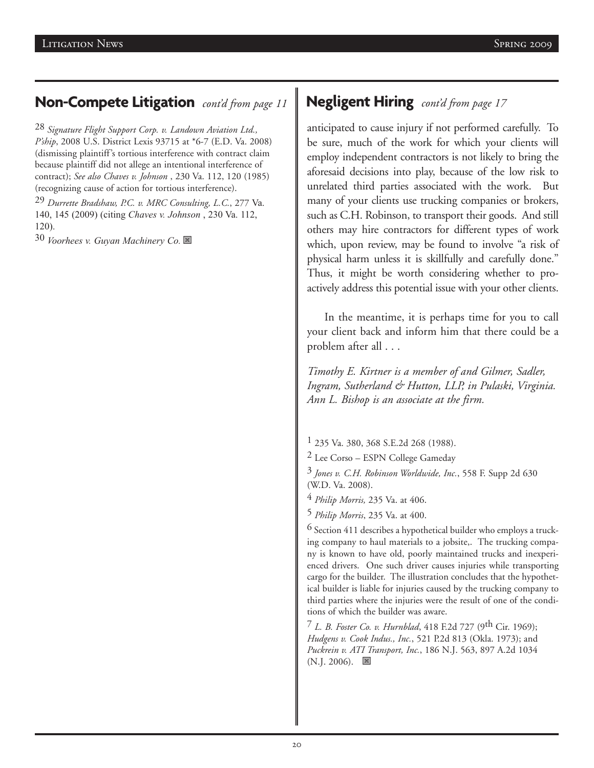## Non-Compete Litigation *cont'd from page 11*

[28] *Signature Flight Support Corp. v. Landown Aviation Ltd., P'ship*, 2008 U.S. District Lexis 93715 at *6-7 (E.D. Va. 2008) (dismissing plaintiff's tortious interference with contract claim because plaintiff did not allege an intentional interference of contract); *See also Chaves v. Johnson* , 230 Va. 112, 120 (1985) (recognizing cause of action for tortious interference).

[29] *Durrette Bradshaw, P.C. v. MRC Consulting, L.C.*, 277 Va. 140, 145 (2009) (citing *Chaves v. Johnson* , 230 Va. 112, 120).

[30] *Voorhees v. Guyan Machinery Co.* ⌘

## Negligent Hiring *cont'd from page 17*

anticipated to cause injury if not performed carefully. To be sure, much of the work for which your clients will employ independent contractors is not likely to bring the aforesaid decisions into play, because of the low risk to unrelated third parties associated with the work. But many of your clients use trucking companies or brokers, such as C.H. Robinson, to transport their goods. And still others may hire contractors for different types of work which, upon review, may be found to involve "a risk of physical harm unless it is skillfully and carefully done." Thus, it might be worth considering whether to proactively address this potential issue with your other clients.

In the meantime, it is perhaps time for you to call your client back and inform him that there could be a problem after all . . .

*Timothy E. Kirtner is a member of and Gilmer, Sadler, Ingram, Sutherland & Hutton, LLP, in Pulaski, Virginia. Ann L. Bishop is an associate at the firm.*

[1] 235 Va. 380, 368 S.E.2d 268 (1988).

[2] Lee Corso – ESPN College Gameday

[3] *Jones v. C.H. Robinson Worldwide, Inc.*, 558 F. Supp 2d 630 (W.D. Va. 2008).

[4] *Philip Morris,* 235 Va. at 406.

[5] *Philip Morris*, 235 Va. at 400.

[6] Section 411 describes a hypothetical builder who employs a trucking company to haul materials to a jobsite,. The trucking company is known to have old, poorly maintained trucks and inexperienced drivers. One such driver causes injuries while transporting cargo for the builder. The illustration concludes that the hypothetical builder is liable for injuries caused by the trucking company to third parties where the injuries were the result of one of the conditions of which the builder was aware.

[7] *L. B. Foster Co. v. Hurnblad*, 418 F.2d 727 (9th Cir. 1969); *Hudgens v. Cook Indus., Inc.*, 521 P.2d 813 (Okla. 1973); and *Puckrein v. ATI Transport, Inc.*, 186 N.J. 563, 897 A.2d 1034 (N.J. 2006). ⌘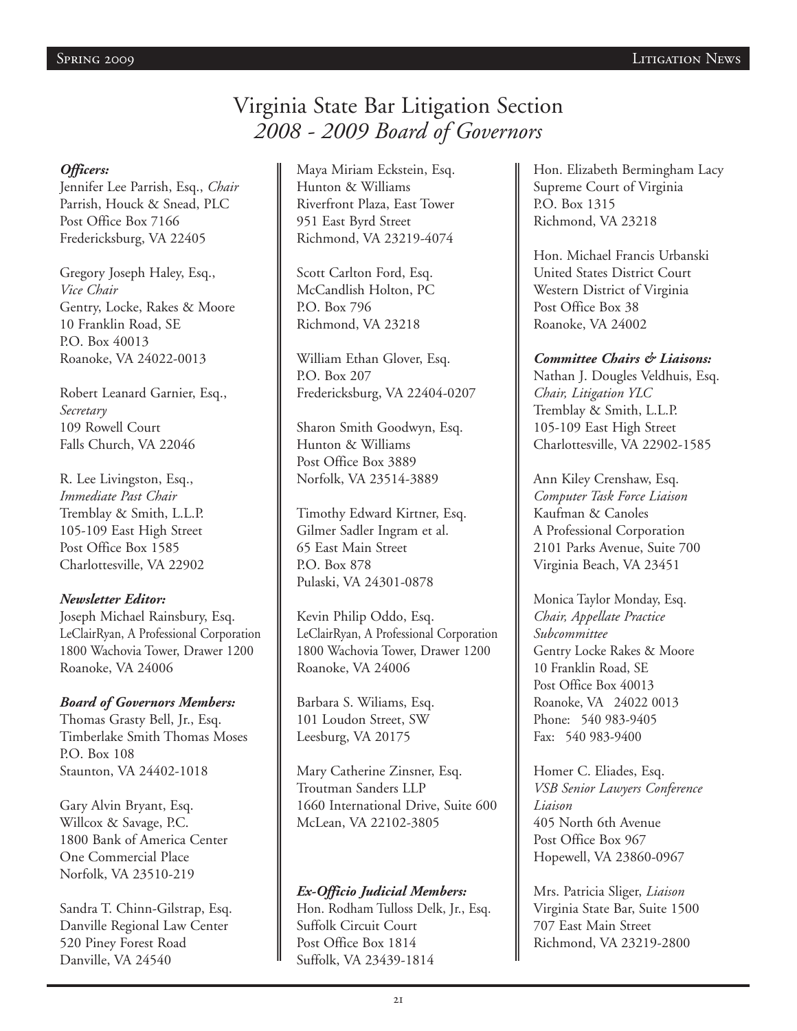# Virginia State Bar Litigation Section
## *2008 - 2009 Board of Governors*

***Officers:***

Jennifer Lee Parrish, Esq., *Chair*
Parrish, Houck & Snead, PLC
Post Office Box 7166
Fredericksburg, VA 22405

Gregory Joseph Haley, Esq., *Vice Chair*
Gentry, Locke, Rakes & Moore
10 Franklin Road, SE
P.O. Box 40013
Roanoke, VA 24022-0013

Robert Leanard Garnier, Esq., *Secretary*
109 Rowell Court
Falls Church, VA 22046

R. Lee Livingston, Esq., *Immediate Past Chair*
Tremblay & Smith, L.L.P.
105-109 East High Street
Post Office Box 1585
Charlottesville, VA 22902

***Newsletter Editor:***

Joseph Michael Rainsbury, Esq.
LeClairRyan, A Professional Corporation
1800 Wachovia Tower, Drawer 1200
Roanoke, VA 24006

***Board of Governors Members:***

Thomas Grasty Bell, Jr., Esq.
Timberlake Smith Thomas Moses
P.O. Box 108
Staunton, VA 24402-1018

Gary Alvin Bryant, Esq.
Willcox & Savage, P.C.
1800 Bank of America Center
One Commercial Place
Norfolk, VA 23510-219

Sandra T. Chinn-Gilstrap, Esq.
Danville Regional Law Center
520 Piney Forest Road
Danville, VA 24540

Maya Miriam Eckstein, Esq.
Hunton & Williams
Riverfront Plaza, East Tower
951 East Byrd Street
Richmond, VA 23219-4074

Scott Carlton Ford, Esq.
McCandlish Holton, PC
P.O. Box 796
Richmond, VA 23218

William Ethan Glover, Esq.
P.O. Box 207
Fredericksburg, VA 22404-0207

Sharon Smith Goodwyn, Esq.
Hunton & Williams
Post Office Box 3889
Norfolk, VA 23514-3889

Timothy Edward Kirtner, Esq.
Gilmer Sadler Ingram et al.
65 East Main Street
P.O. Box 878
Pulaski, VA 24301-0878

Kevin Philip Oddo, Esq.
LeClairRyan, A Professional Corporation
1800 Wachovia Tower, Drawer 1200
Roanoke, VA 24006

Barbara S. Wiliams, Esq.
101 Loudon Street, SW
Leesburg, VA 20175

Mary Catherine Zinsner, Esq.
Troutman Sanders LLP
1660 International Drive, Suite 600
McLean, VA 22102-3805

***Ex-Officio Judicial Members:***

Hon. Rodham Tulloss Delk, Jr., Esq.
Suffolk Circuit Court
Post Office Box 1814
Suffolk, VA 23439-1814

Hon. Elizabeth Bermingham Lacy
Supreme Court of Virginia
P.O. Box 1315
Richmond, VA 23218

Hon. Michael Francis Urbanski
United States District Court
Western District of Virginia
Post Office Box 38
Roanoke, VA 24002

***Committee Chairs & Liaisons:***

Nathan J. Dougles Veldhuis, Esq.
*Chair, Litigation YLC*
Tremblay & Smith, L.L.P.
105-109 East High Street
Charlottesville, VA 22902-1585

Ann Kiley Crenshaw, Esq.
*Computer Task Force Liaison*
Kaufman & Canoles
A Professional Corporation
2101 Parks Avenue, Suite 700
Virginia Beach, VA 23451

Monica Taylor Monday, Esq.
*Chair, Appellate Practice Subcommittee*
Gentry Locke Rakes & Moore
10 Franklin Road, SE
Post Office Box 40013
Roanoke, VA 24022 0013
Phone: 540 983-9405
Fax: 540 983-9400

Homer C. Eliades, Esq.
*VSB Senior Lawyers Conference Liaison*
405 North 6th Avenue
Post Office Box 967
Hopewell, VA 23860-0967

Mrs. Patricia Sliger, *Liaison*
Virginia State Bar, Suite 1500
707 East Main Street
Richmond, VA 23219-2800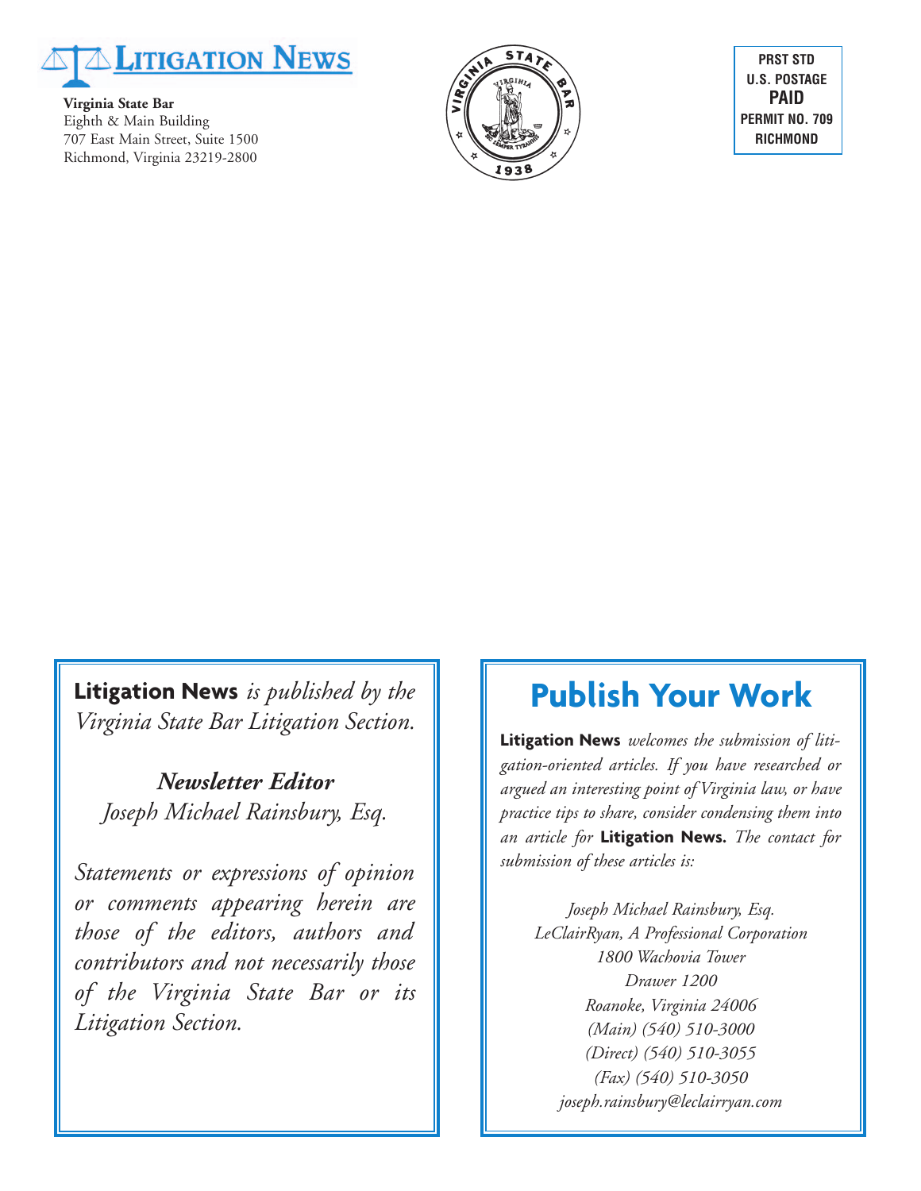**Litigation News**

**Virginia State Bar**
Eighth & Main Building
707 East Main Street, Suite 1500
Richmond, Virginia 23219-2800

VIRGINIA STATE BAR
1938

PRST STD
U.S. POSTAGE
**PAID**
PERMIT NO. 709
RICHMOND

**Litigation News** *is published by the Virginia State Bar Litigation Section.*

***Newsletter Editor***
*Joseph Michael Rainsbury, Esq.*

*Statements or expressions of opinion or comments appearing herein are those of the editors, authors and contributors and not necessarily those of the Virginia State Bar or its Litigation Section.*

## Publish Your Work

**Litigation News** *welcomes the submission of litigation-oriented articles. If you have researched or argued an interesting point of Virginia law, or have practice tips to share, consider condensing them into an article for* **Litigation News.** *The contact for submission of these articles is:*

*Joseph Michael Rainsbury, Esq.*
*LeClairRyan, A Professional Corporation*
*1800 Wachovia Tower*
*Drawer 1200*
*Roanoke, Virginia 24006*
*(Main) (540) 510-3000*
*(Direct) (540) 510-3055*
*(Fax) (540) 510-3050*
*joseph.rainsbury@leclairryan.com*